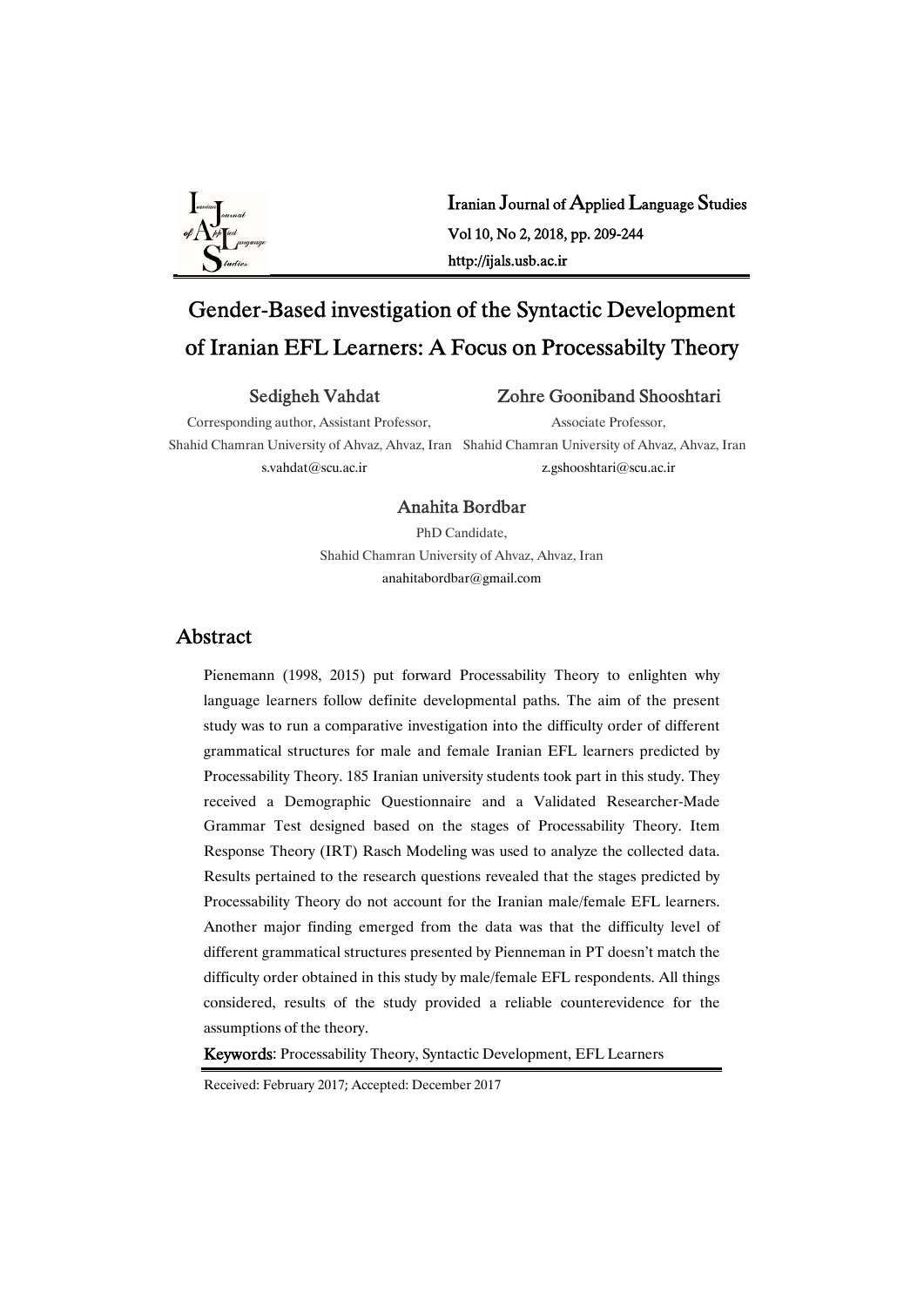# Gender-Based investigation of the Syntactic Development of Iranian EFL Learners: A Focus on Processabilty Theory

**Sedigheh Vahdat**
Corresponding author, Assistant Professor,
Shahid Chamran University of Ahvaz, Ahvaz, Iran
s.vahdat@scu.ac.ir

**Zohre Gooniband Shooshtari**
Associate Professor,
Shahid Chamran University of Ahvaz, Ahvaz, Iran
z.gshooshtari@scu.ac.ir

**Anahita Bordbar**
PhD Candidate,
Shahid Chamran University of Ahvaz, Ahvaz, Iran
anahitabordbar@gmail.com

## Abstract

Pienemann (1998, 2015) put forward Processability Theory to enlighten why language learners follow definite developmental paths. The aim of the present study was to run a comparative investigation into the difficulty order of different grammatical structures for male and female Iranian EFL learners predicted by Processability Theory. 185 Iranian university students took part in this study. They received a Demographic Questionnaire and a Validated Researcher-Made Grammar Test designed based on the stages of Processability Theory. Item Response Theory (IRT) Rasch Modeling was used to analyze the collected data. Results pertained to the research questions revealed that the stages predicted by Processability Theory do not account for the Iranian male/female EFL learners. Another major finding emerged from the data was that the difficulty level of different grammatical structures presented by Pienneman in PT doesn't match the difficulty order obtained in this study by male/female EFL respondents. All things considered, results of the study provided a reliable counterevidence for the assumptions of the theory.

**Keywords**: Processability Theory, Syntactic Development, EFL Learners

Received: February 2017; Accepted: December 2017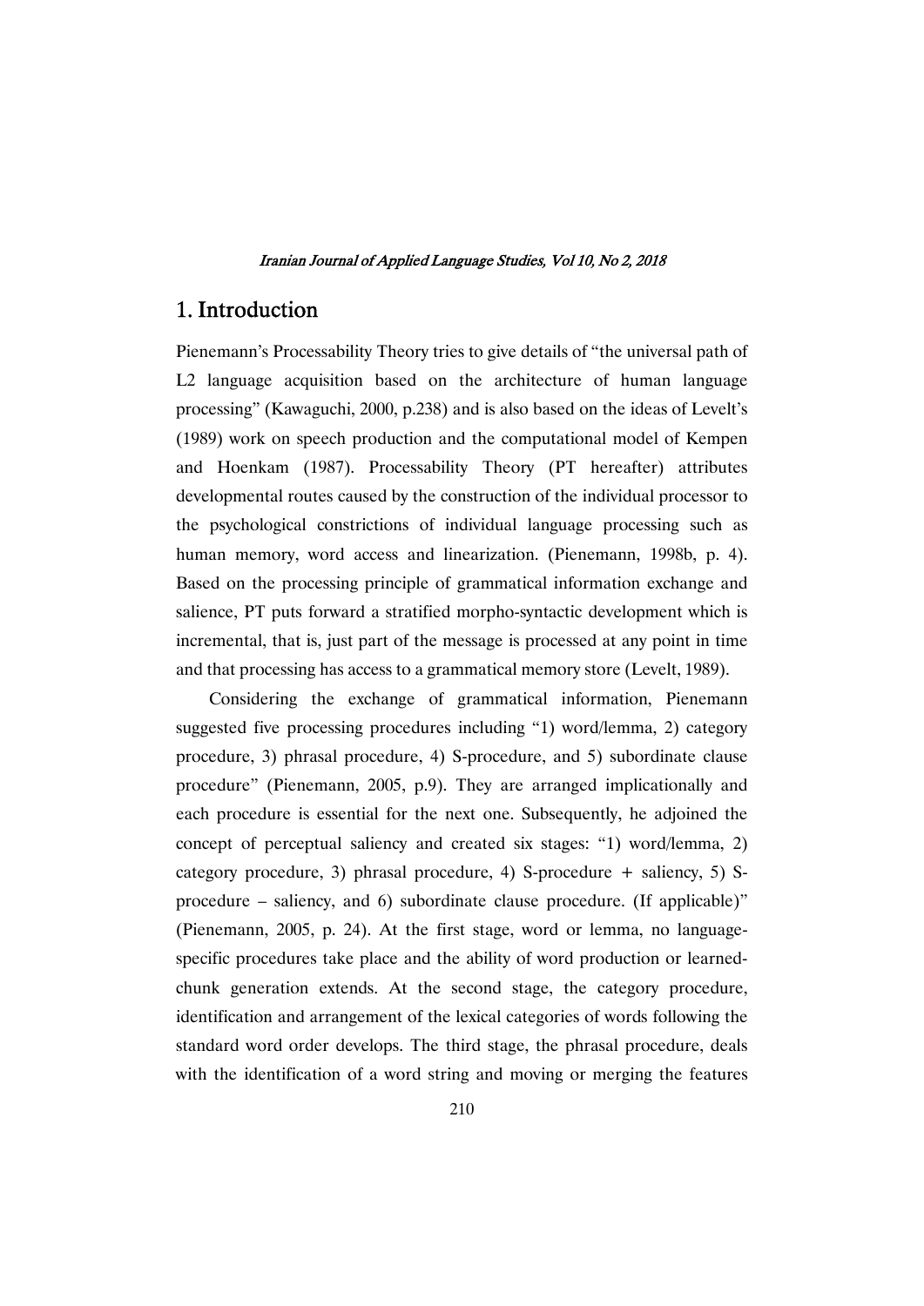## 1. Introduction

Pienemann's Processability Theory tries to give details of "the universal path of L2 language acquisition based on the architecture of human language processing" (Kawaguchi, 2000, p.238) and is also based on the ideas of Levelt's (1989) work on speech production and the computational model of Kempen and Hoenkam (1987). Processability Theory (PT hereafter) attributes developmental routes caused by the construction of the individual processor to the psychological constrictions of individual language processing such as human memory, word access and linearization. (Pienemann, 1998b, p. 4). Based on the processing principle of grammatical information exchange and salience, PT puts forward a stratified morpho-syntactic development which is incremental, that is, just part of the message is processed at any point in time and that processing has access to a grammatical memory store (Levelt, 1989).

Considering the exchange of grammatical information, Pienemann suggested five processing procedures including "1) word/lemma, 2) category procedure, 3) phrasal procedure, 4) S-procedure, and 5) subordinate clause procedure" (Pienemann, 2005, p.9). They are arranged implicationally and each procedure is essential for the next one. Subsequently, he adjoined the concept of perceptual saliency and created six stages: "1) word/lemma, 2) category procedure, 3) phrasal procedure, 4) S-procedure + saliency, 5) S-procedure – saliency, and 6) subordinate clause procedure. (If applicable)" (Pienemann, 2005, p. 24). At the first stage, word or lemma, no language-specific procedures take place and the ability of word production or learned-chunk generation extends. At the second stage, the category procedure, identification and arrangement of the lexical categories of words following the standard word order develops. The third stage, the phrasal procedure, deals with the identification of a word string and moving or merging the features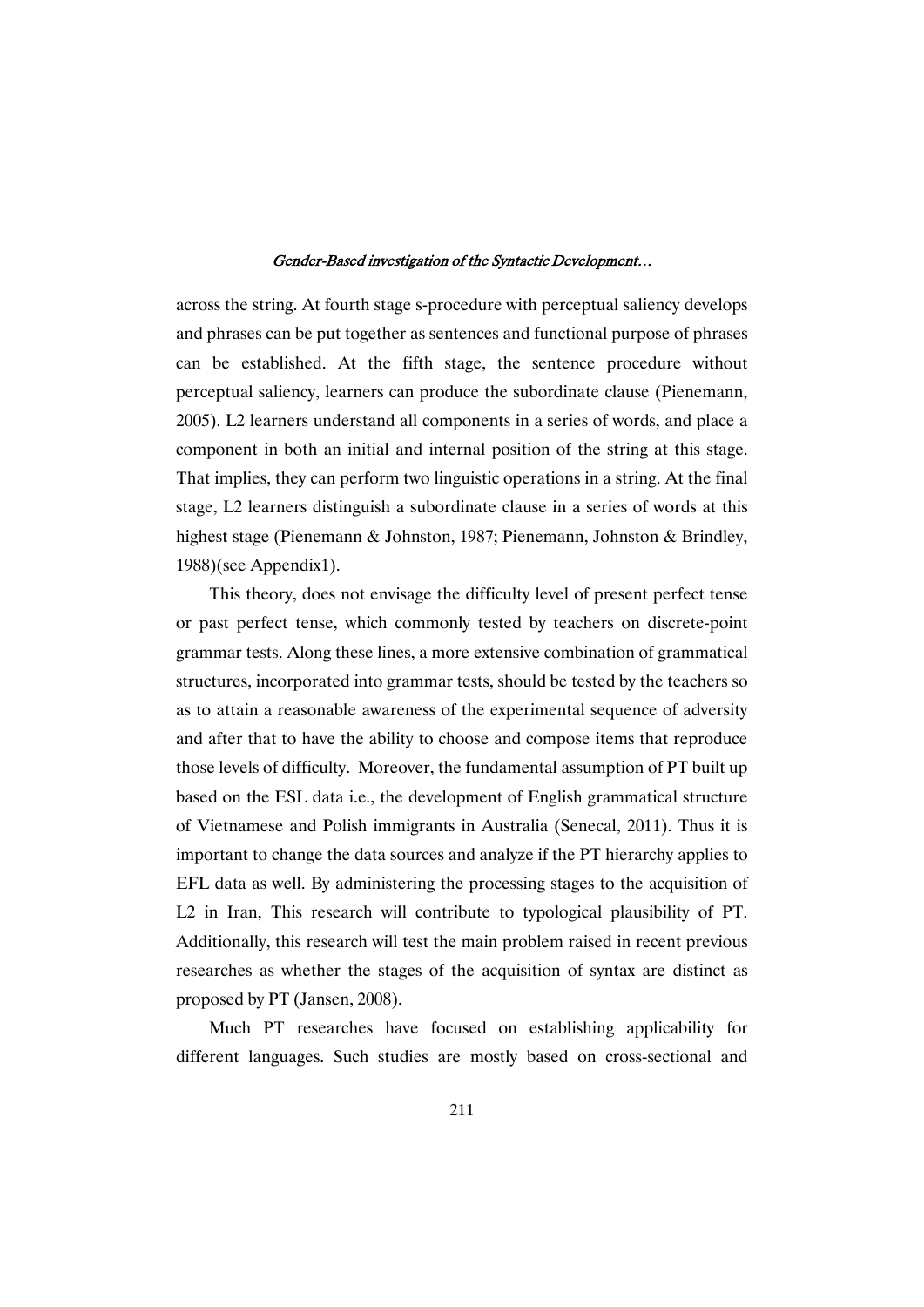across the string. At fourth stage s-procedure with perceptual saliency develops and phrases can be put together as sentences and functional purpose of phrases can be established. At the fifth stage, the sentence procedure without perceptual saliency, learners can produce the subordinate clause (Pienemann, 2005). L2 learners understand all components in a series of words, and place a component in both an initial and internal position of the string at this stage. That implies, they can perform two linguistic operations in a string. At the final stage, L2 learners distinguish a subordinate clause in a series of words at this highest stage (Pienemann & Johnston, 1987; Pienemann, Johnston & Brindley, 1988)(see Appendix1).

This theory, does not envisage the difficulty level of present perfect tense or past perfect tense, which commonly tested by teachers on discrete-point grammar tests. Along these lines, a more extensive combination of grammatical structures, incorporated into grammar tests, should be tested by the teachers so as to attain a reasonable awareness of the experimental sequence of adversity and after that to have the ability to choose and compose items that reproduce those levels of difficulty. Moreover, the fundamental assumption of PT built up based on the ESL data i.e., the development of English grammatical structure of Vietnamese and Polish immigrants in Australia (Senecal, 2011). Thus it is important to change the data sources and analyze if the PT hierarchy applies to EFL data as well. By administering the processing stages to the acquisition of L2 in Iran, This research will contribute to typological plausibility of PT. Additionally, this research will test the main problem raised in recent previous researches as whether the stages of the acquisition of syntax are distinct as proposed by PT (Jansen, 2008).

Much PT researches have focused on establishing applicability for different languages. Such studies are mostly based on cross-sectional and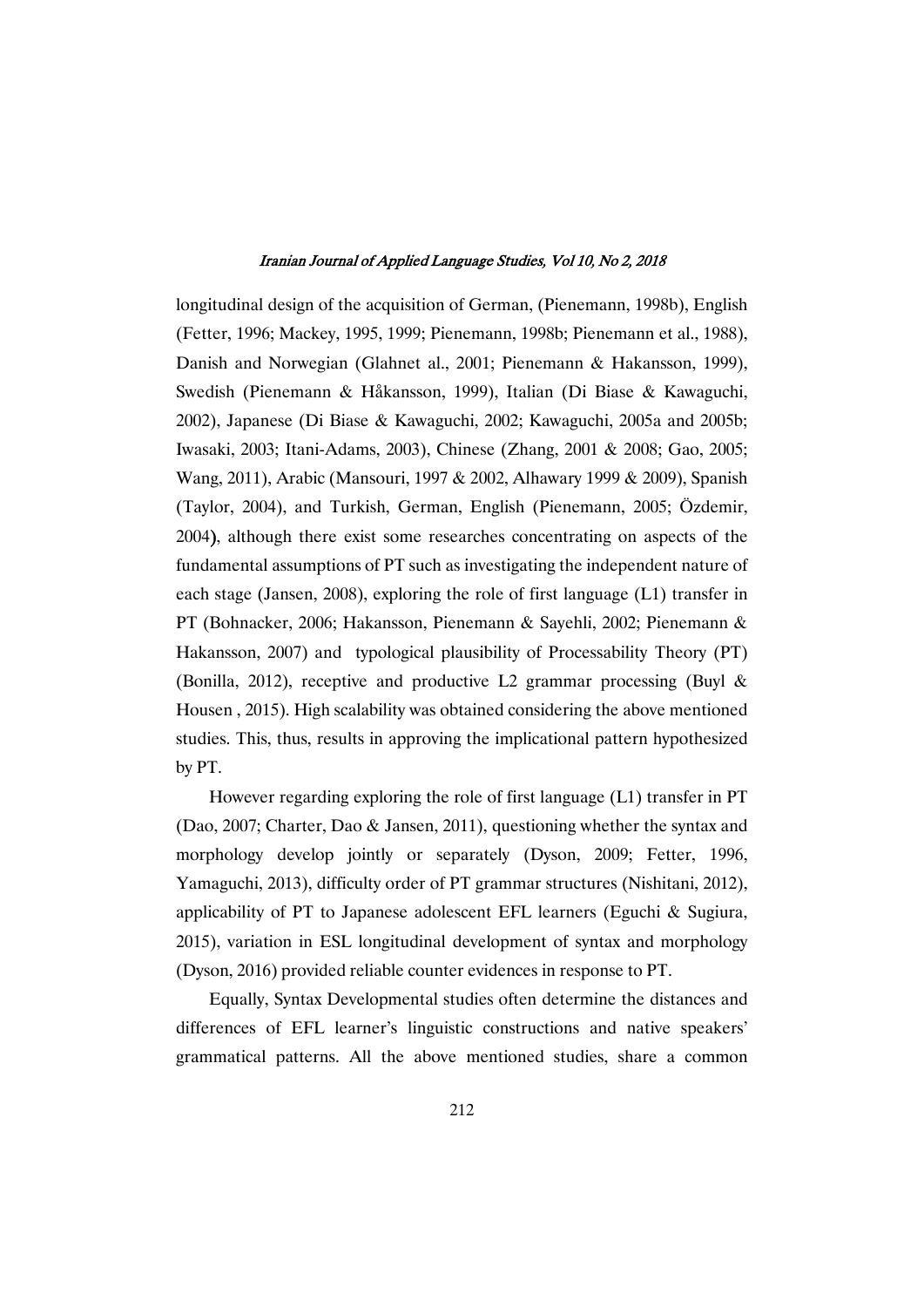longitudinal design of the acquisition of German, (Pienemann, 1998b), English (Fetter, 1996; Mackey, 1995, 1999; Pienemann, 1998b; Pienemann et al., 1988), Danish and Norwegian (Glahnet al., 2001; Pienemann & Hakansson, 1999), Swedish (Pienemann & Håkansson, 1999), Italian (Di Biase & Kawaguchi, 2002), Japanese (Di Biase & Kawaguchi, 2002; Kawaguchi, 2005a and 2005b; Iwasaki, 2003; Itani-Adams, 2003), Chinese (Zhang, 2001 & 2008; Gao, 2005; Wang, 2011), Arabic (Mansouri, 1997 & 2002, Alhawary 1999 & 2009), Spanish (Taylor, 2004), and Turkish, German, English (Pienemann, 2005; Özdemir, 2004), although there exist some researches concentrating on aspects of the fundamental assumptions of PT such as investigating the independent nature of each stage (Jansen, 2008), exploring the role of first language (L1) transfer in PT (Bohnacker, 2006; Hakansson, Pienemann & Sayehli, 2002; Pienemann & Hakansson, 2007) and typological plausibility of Processability Theory (PT) (Bonilla, 2012), receptive and productive L2 grammar processing (Buyl & Housen , 2015). High scalability was obtained considering the above mentioned studies. This, thus, results in approving the implicational pattern hypothesized by PT.

However regarding exploring the role of first language (L1) transfer in PT (Dao, 2007; Charter, Dao & Jansen, 2011), questioning whether the syntax and morphology develop jointly or separately (Dyson, 2009; Fetter, 1996, Yamaguchi, 2013), difficulty order of PT grammar structures (Nishitani, 2012), applicability of PT to Japanese adolescent EFL learners (Eguchi & Sugiura, 2015), variation in ESL longitudinal development of syntax and morphology (Dyson, 2016) provided reliable counter evidences in response to PT.

Equally, Syntax Developmental studies often determine the distances and differences of EFL learner's linguistic constructions and native speakers' grammatical patterns. All the above mentioned studies, share a common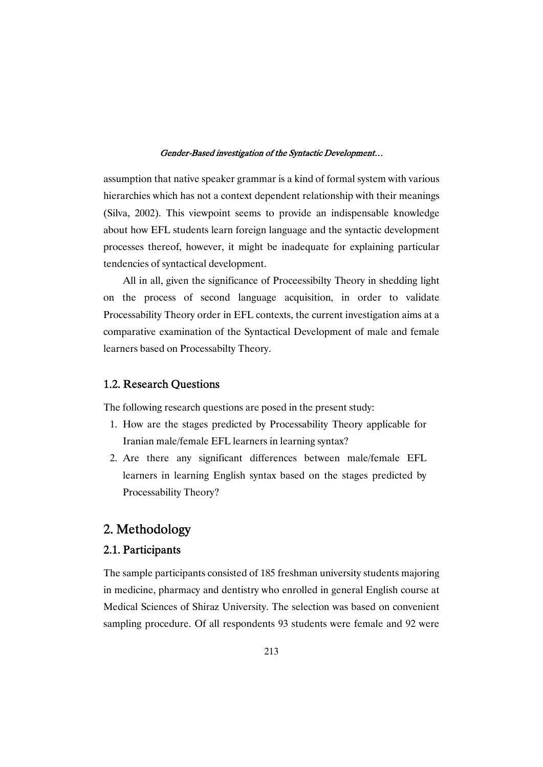assumption that native speaker grammar is a kind of formal system with various hierarchies which has not a context dependent relationship with their meanings (Silva, 2002). This viewpoint seems to provide an indispensable knowledge about how EFL students learn foreign language and the syntactic development processes thereof, however, it might be inadequate for explaining particular tendencies of syntactical development.

All in all, given the significance of Proceessibilty Theory in shedding light on the process of second language acquisition, in order to validate Processability Theory order in EFL contexts, the current investigation aims at a comparative examination of the Syntactical Development of male and female learners based on Processabilty Theory.

### 1.2. Research Questions

The following research questions are posed in the present study:

1. How are the stages predicted by Processability Theory applicable for Iranian male/female EFL learners in learning syntax?
2. Are there any significant differences between male/female EFL learners in learning English syntax based on the stages predicted by Processability Theory?

## 2. Methodology

### 2.1. Participants

The sample participants consisted of 185 freshman university students majoring in medicine, pharmacy and dentistry who enrolled in general English course at Medical Sciences of Shiraz University. The selection was based on convenient sampling procedure. Of all respondents 93 students were female and 92 were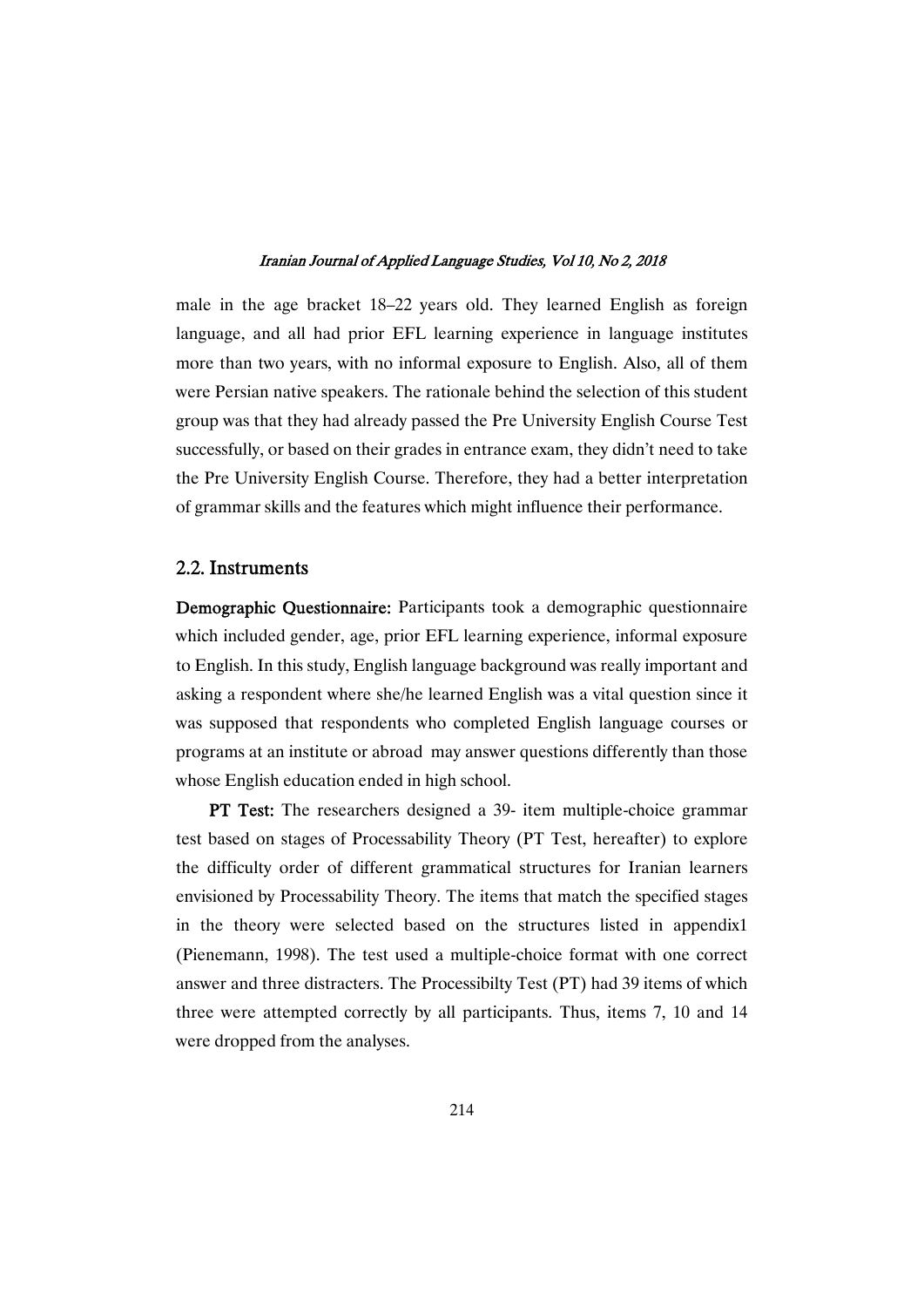male in the age bracket 18–22 years old. They learned English as foreign language, and all had prior EFL learning experience in language institutes more than two years, with no informal exposure to English. Also, all of them were Persian native speakers. The rationale behind the selection of this student group was that they had already passed the Pre University English Course Test successfully, or based on their grades in entrance exam, they didn't need to take the Pre University English Course. Therefore, they had a better interpretation of grammar skills and the features which might influence their performance.

## 2.2. Instruments

**Demographic Questionnaire:** Participants took a demographic questionnaire which included gender, age, prior EFL learning experience, informal exposure to English. In this study, English language background was really important and asking a respondent where she/he learned English was a vital question since it was supposed that respondents who completed English language courses or programs at an institute or abroad may answer questions differently than those whose English education ended in high school.

**PT Test:** The researchers designed a 39- item multiple-choice grammar test based on stages of Processability Theory (PT Test, hereafter) to explore the difficulty order of different grammatical structures for Iranian learners envisioned by Processability Theory. The items that match the specified stages in the theory were selected based on the structures listed in appendix1 (Pienemann, 1998). The test used a multiple-choice format with one correct answer and three distracters. The Processibilty Test (PT) had 39 items of which three were attempted correctly by all participants. Thus, items 7, 10 and 14 were dropped from the analyses.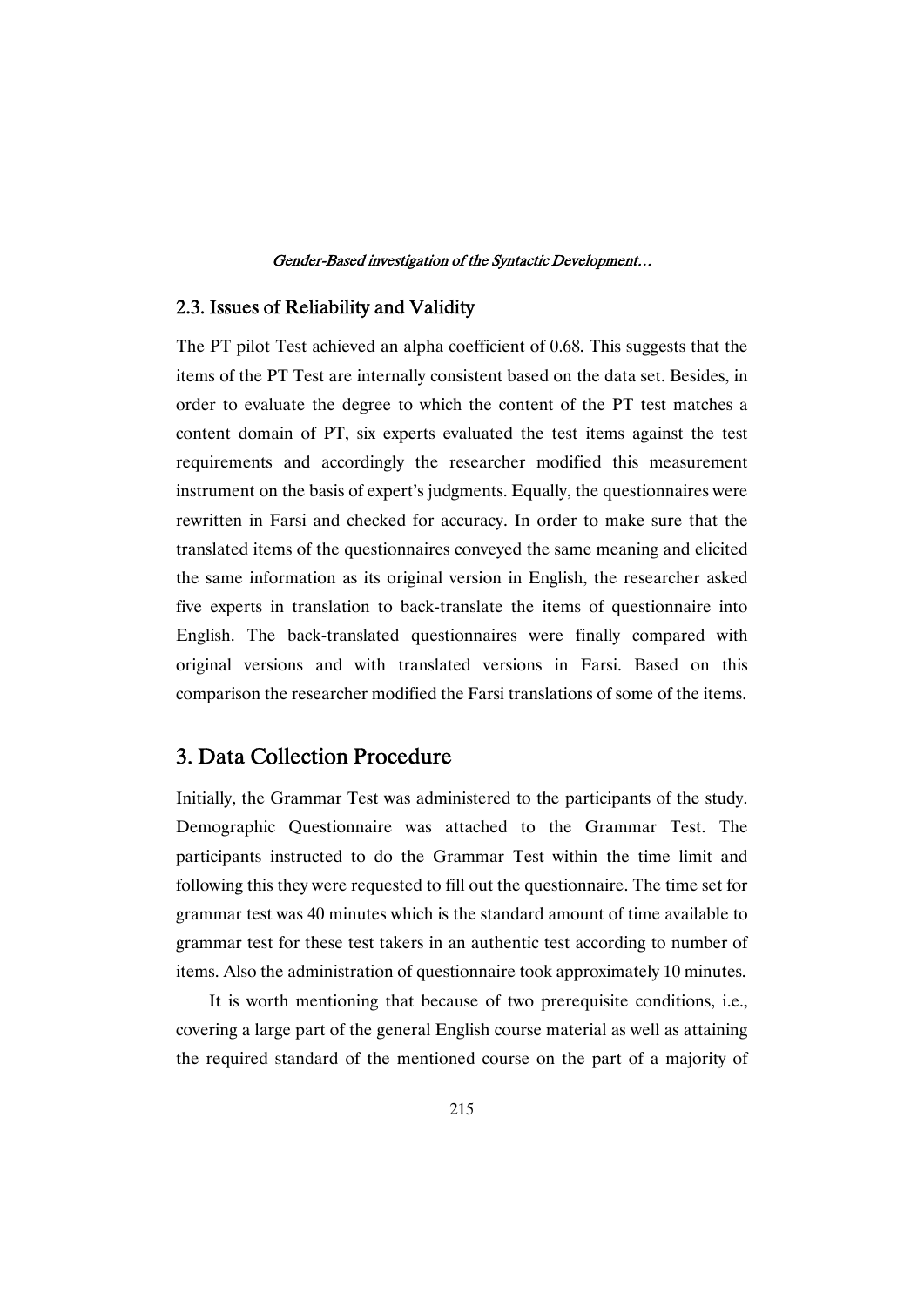### 2.3. Issues of Reliability and Validity

The PT pilot Test achieved an alpha coefficient of 0.68. This suggests that the items of the PT Test are internally consistent based on the data set. Besides, in order to evaluate the degree to which the content of the PT test matches a content domain of PT, six experts evaluated the test items against the test requirements and accordingly the researcher modified this measurement instrument on the basis of expert's judgments. Equally, the questionnaires were rewritten in Farsi and checked for accuracy. In order to make sure that the translated items of the questionnaires conveyed the same meaning and elicited the same information as its original version in English, the researcher asked five experts in translation to back-translate the items of questionnaire into English. The back-translated questionnaires were finally compared with original versions and with translated versions in Farsi. Based on this comparison the researcher modified the Farsi translations of some of the items.

## 3. Data Collection Procedure

Initially, the Grammar Test was administered to the participants of the study. Demographic Questionnaire was attached to the Grammar Test. The participants instructed to do the Grammar Test within the time limit and following this they were requested to fill out the questionnaire. The time set for grammar test was 40 minutes which is the standard amount of time available to grammar test for these test takers in an authentic test according to number of items. Also the administration of questionnaire took approximately 10 minutes.

It is worth mentioning that because of two prerequisite conditions, i.e., covering a large part of the general English course material as well as attaining the required standard of the mentioned course on the part of a majority of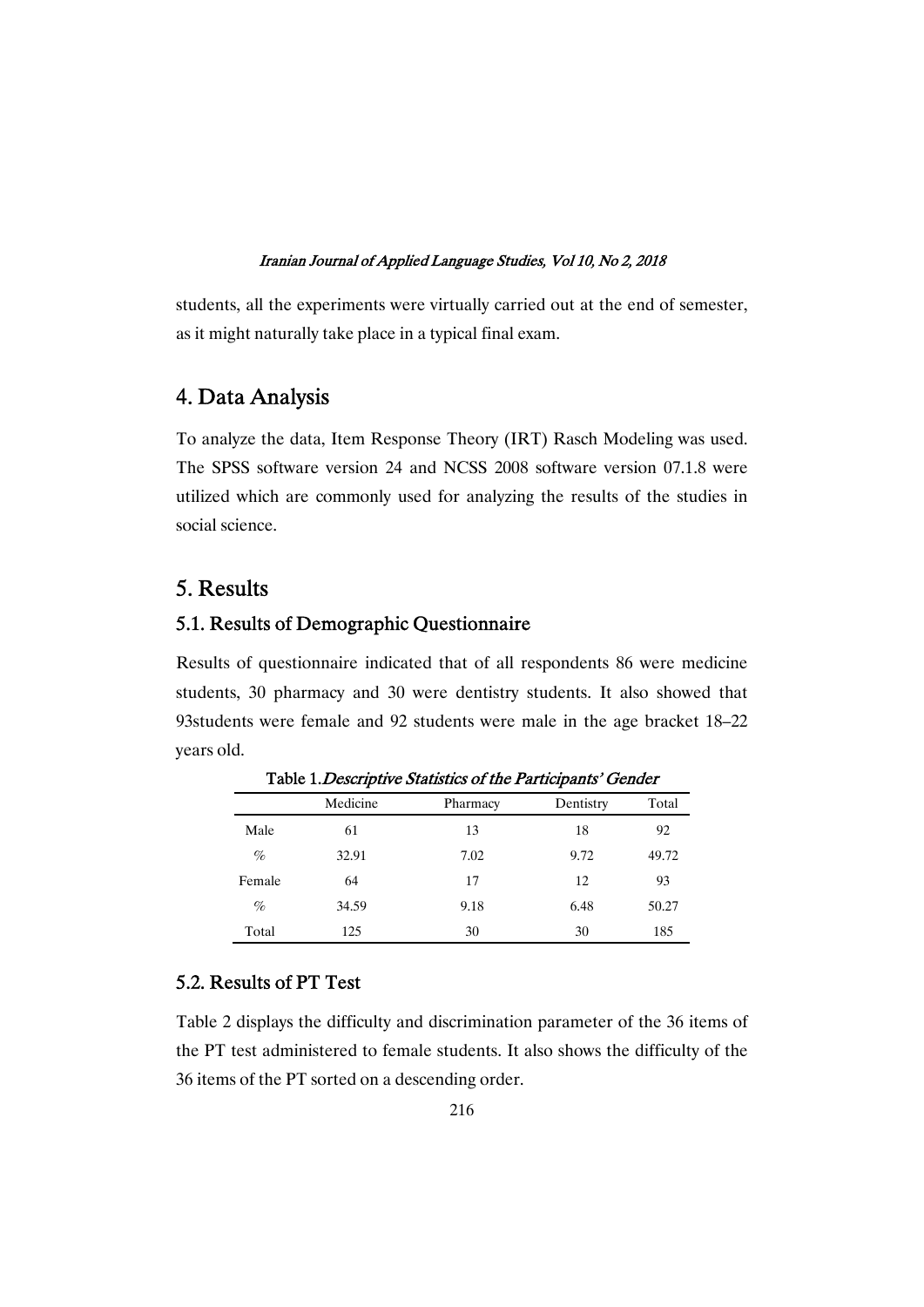students, all the experiments were virtually carried out at the end of semester, as it might naturally take place in a typical final exam.

## 4. Data Analysis

To analyze the data, Item Response Theory (IRT) Rasch Modeling was used. The SPSS software version 24 and NCSS 2008 software version 07.1.8 were utilized which are commonly used for analyzing the results of the studies in social science.

## 5. Results

### 5.1. Results of Demographic Questionnaire

Results of questionnaire indicated that of all respondents 86 were medicine students, 30 pharmacy and 30 were dentistry students. It also showed that 93students were female and 92 students were male in the age bracket 18–22 years old.

**Table 1.** *Descriptive Statistics of the Participants' Gender*

| | Medicine | Pharmacy | Dentistry | Total |
|---|---|---|---|---|
| Male | 61 | 13 | 18 | 92 |
| % | 32.91 | 7.02 | 9.72 | 49.72 |
| Female | 64 | 17 | 12 | 93 |
| % | 34.59 | 9.18 | 6.48 | 50.27 |
| Total | 125 | 30 | 30 | 185 |

### 5.2. Results of PT Test

Table 2 displays the difficulty and discrimination parameter of the 36 items of the PT test administered to female students. It also shows the difficulty of the 36 items of the PT sorted on a descending order.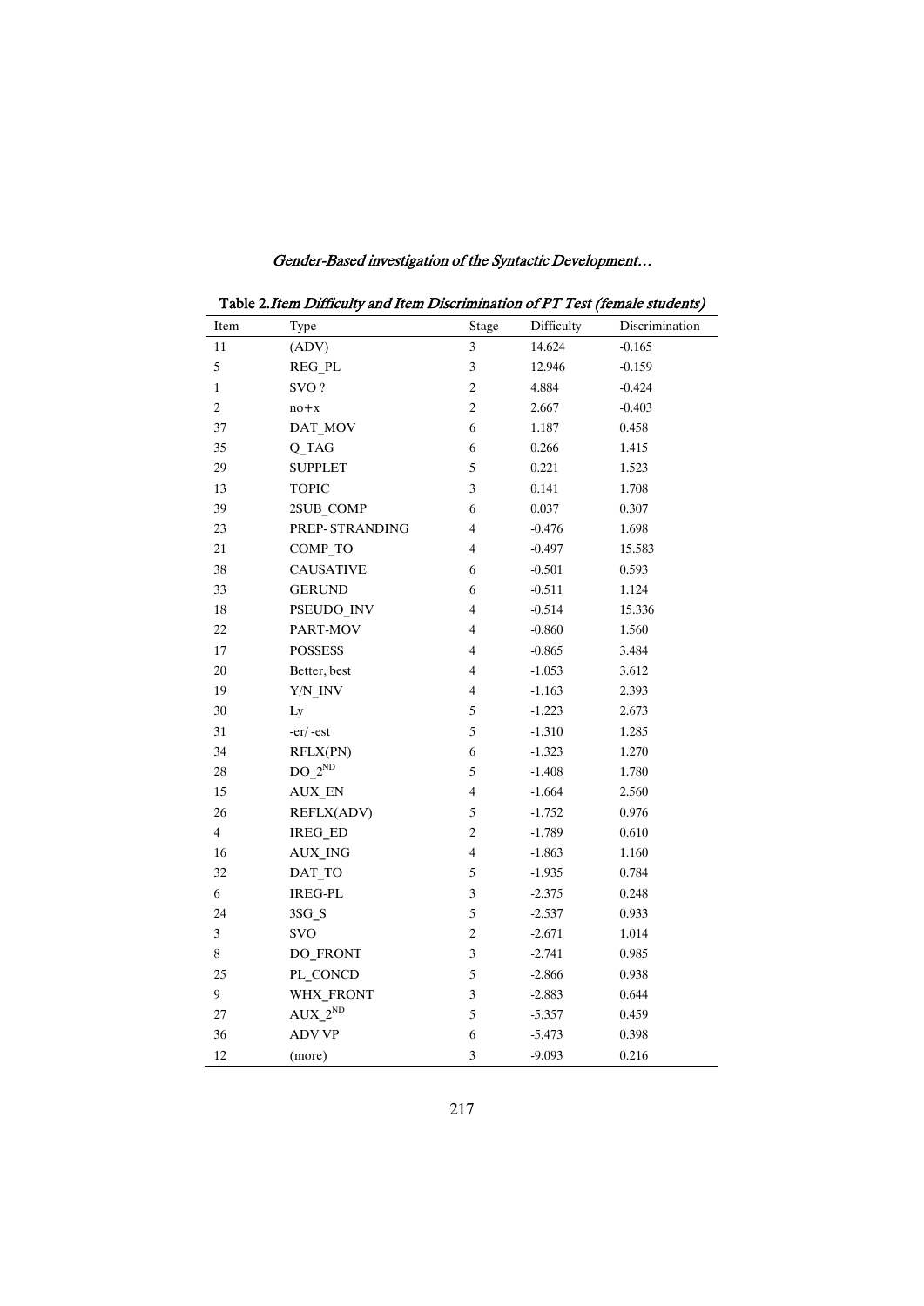Table 2. *Item Difficulty and Item Discrimination of PT Test (female students)*

| Item | Type | Stage | Difficulty | Discrimination |
|---|---|---|---|---|
| 11 | (ADV) | 3 | 14.624 | -0.165 |
| 5 | REG_PL | 3 | 12.946 | -0.159 |
| 1 | SVO ? | 2 | 4.884 | -0.424 |
| 2 | no+x | 2 | 2.667 | -0.403 |
| 37 | DAT_MOV | 6 | 1.187 | 0.458 |
| 35 | Q_TAG | 6 | 0.266 | 1.415 |
| 29 | SUPPLET | 5 | 0.221 | 1.523 |
| 13 | TOPIC | 3 | 0.141 | 1.708 |
| 39 | 2SUB_COMP | 6 | 0.037 | 0.307 |
| 23 | PREP- STRANDING | 4 | -0.476 | 1.698 |
| 21 | COMP_TO | 4 | -0.497 | 15.583 |
| 38 | CAUSATIVE | 6 | -0.501 | 0.593 |
| 33 | GERUND | 6 | -0.511 | 1.124 |
| 18 | PSEUDO_INV | 4 | -0.514 | 15.336 |
| 22 | PART-MOV | 4 | -0.860 | 1.560 |
| 17 | POSSESS | 4 | -0.865 | 3.484 |
| 20 | Better, best | 4 | -1.053 | 3.612 |
| 19 | Y/N_INV | 4 | -1.163 | 2.393 |
| 30 | Ly | 5 | -1.223 | 2.673 |
| 31 | -er/-est | 5 | -1.310 | 1.285 |
| 34 | RFLX(PN) | 6 | -1.323 | 1.270 |
| 28 | DO_2ND | 5 | -1.408 | 1.780 |
| 15 | AUX_EN | 4 | -1.664 | 2.560 |
| 26 | REFLX(ADV) | 5 | -1.752 | 0.976 |
| 4 | IREG_ED | 2 | -1.789 | 0.610 |
| 16 | AUX_ING | 4 | -1.863 | 1.160 |
| 32 | DAT_TO | 5 | -1.935 | 0.784 |
| 6 | IREG-PL | 3 | -2.375 | 0.248 |
| 24 | 3SG_S | 5 | -2.537 | 0.933 |
| 3 | SVO | 2 | -2.671 | 1.014 |
| 8 | DO_FRONT | 3 | -2.741 | 0.985 |
| 25 | PL_CONCD | 5 | -2.866 | 0.938 |
| 9 | WHX_FRONT | 3 | -2.883 | 0.644 |
| 27 | AUX_2ND | 5 | -5.357 | 0.459 |
| 36 | ADV VP | 6 | -5.473 | 0.398 |
| 12 | (more) | 3 | -9.093 | 0.216 |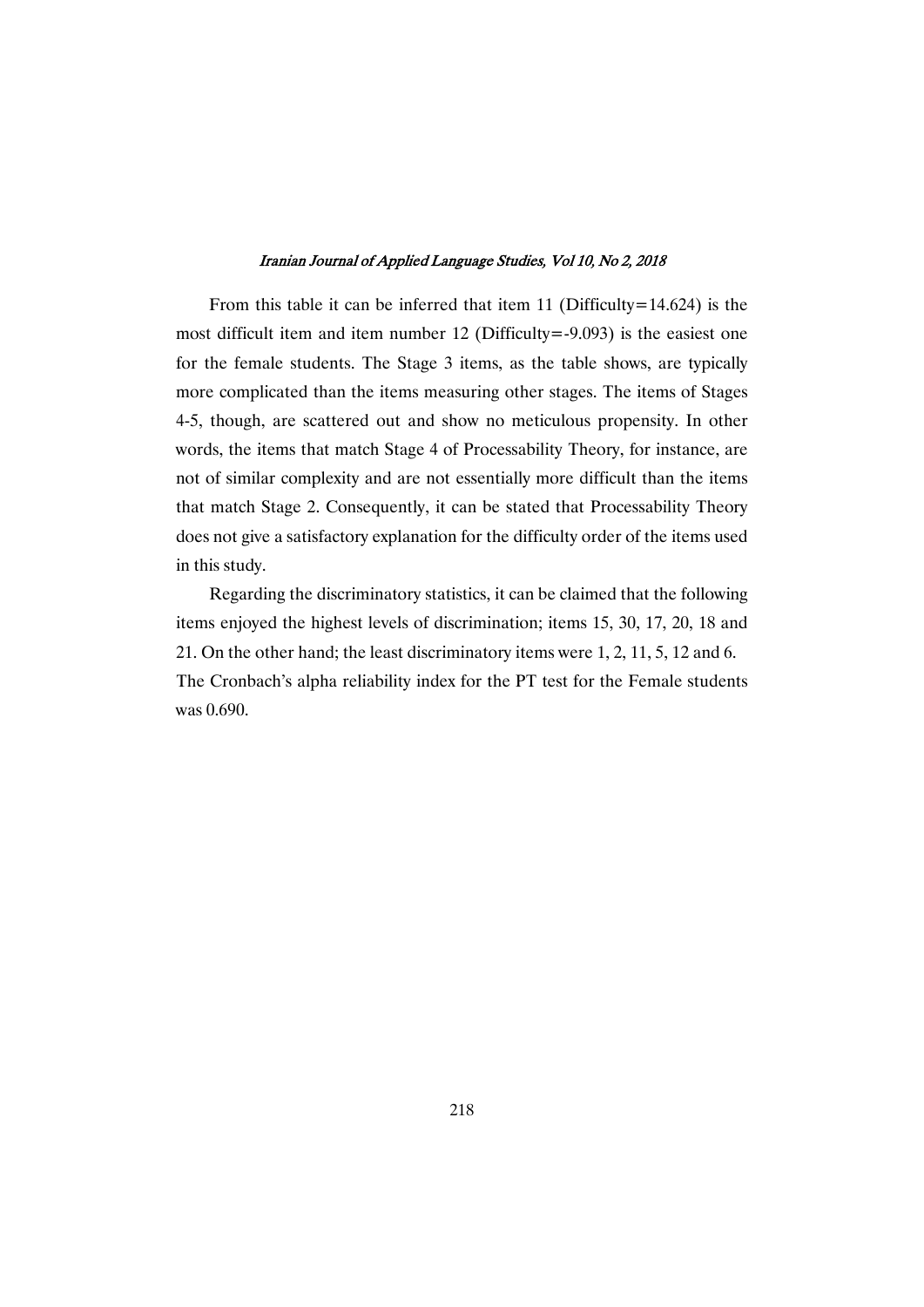From this table it can be inferred that item 11 (Difficulty=14.624) is the most difficult item and item number 12 (Difficulty=-9.093) is the easiest one for the female students. The Stage 3 items, as the table shows, are typically more complicated than the items measuring other stages. The items of Stages 4-5, though, are scattered out and show no meticulous propensity. In other words, the items that match Stage 4 of Processability Theory, for instance, are not of similar complexity and are not essentially more difficult than the items that match Stage 2. Consequently, it can be stated that Processability Theory does not give a satisfactory explanation for the difficulty order of the items used in this study.

Regarding the discriminatory statistics, it can be claimed that the following items enjoyed the highest levels of discrimination; items 15, 30, 17, 20, 18 and 21. On the other hand; the least discriminatory items were 1, 2, 11, 5, 12 and 6. The Cronbach's alpha reliability index for the PT test for the Female students was 0.690.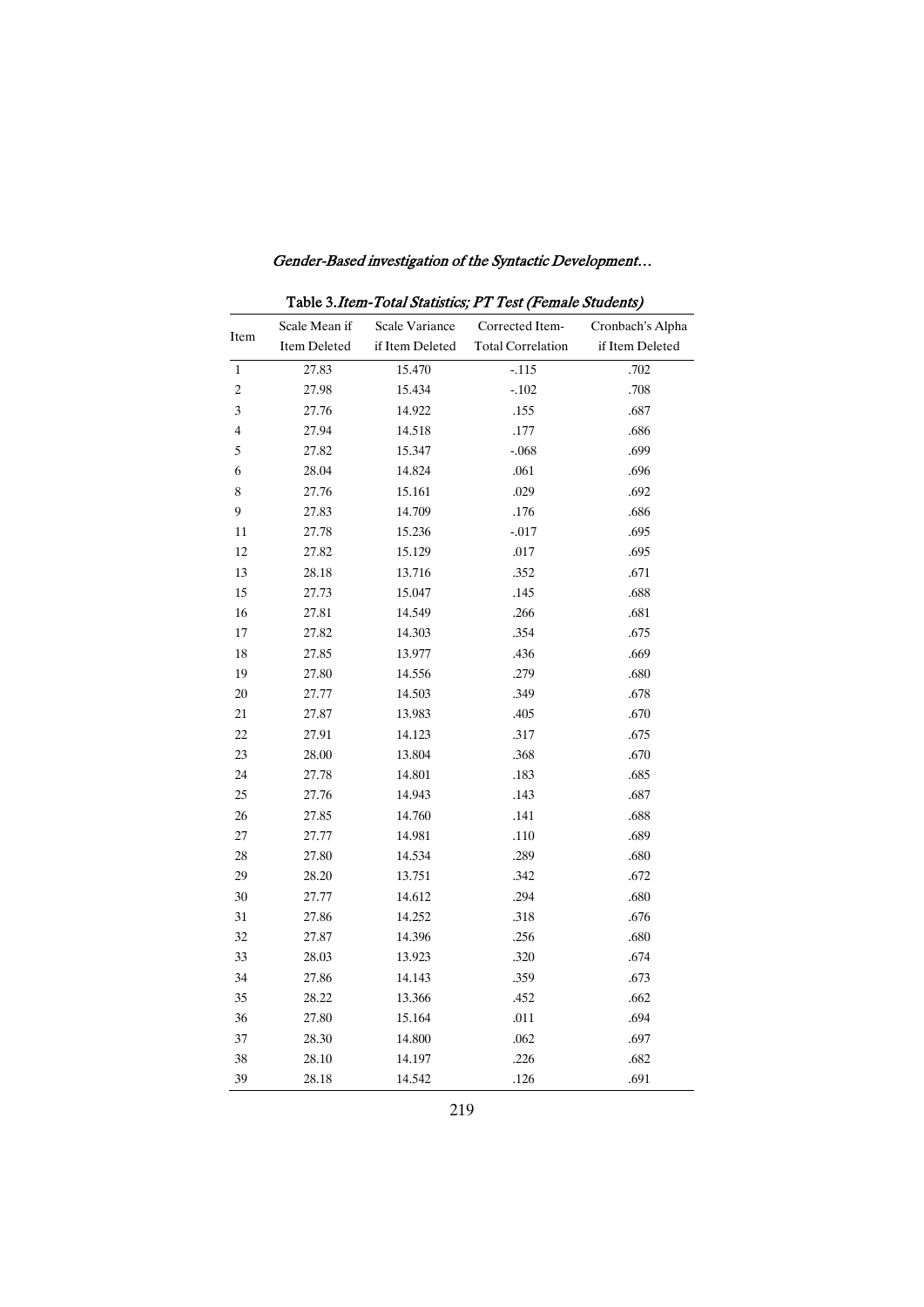Table 3. *Item-Total Statistics; PT Test (Female Students)*

| Item | Scale Mean if Item Deleted | Scale Variance if Item Deleted | Corrected Item-Total Correlation | Cronbach's Alpha if Item Deleted |
|---|---|---|---|---|
| 1 | 27.83 | 15.470 | -.115 | .702 |
| 2 | 27.98 | 15.434 | -.102 | .708 |
| 3 | 27.76 | 14.922 | .155 | .687 |
| 4 | 27.94 | 14.518 | .177 | .686 |
| 5 | 27.82 | 15.347 | -.068 | .699 |
| 6 | 28.04 | 14.824 | .061 | .696 |
| 8 | 27.76 | 15.161 | .029 | .692 |
| 9 | 27.83 | 14.709 | .176 | .686 |
| 11 | 27.78 | 15.236 | -.017 | .695 |
| 12 | 27.82 | 15.129 | .017 | .695 |
| 13 | 28.18 | 13.716 | .352 | .671 |
| 15 | 27.73 | 15.047 | .145 | .688 |
| 16 | 27.81 | 14.549 | .266 | .681 |
| 17 | 27.82 | 14.303 | .354 | .675 |
| 18 | 27.85 | 13.977 | .436 | .669 |
| 19 | 27.80 | 14.556 | .279 | .680 |
| 20 | 27.77 | 14.503 | .349 | .678 |
| 21 | 27.87 | 13.983 | .405 | .670 |
| 22 | 27.91 | 14.123 | .317 | .675 |
| 23 | 28.00 | 13.804 | .368 | .670 |
| 24 | 27.78 | 14.801 | .183 | .685 |
| 25 | 27.76 | 14.943 | .143 | .687 |
| 26 | 27.85 | 14.760 | .141 | .688 |
| 27 | 27.77 | 14.981 | .110 | .689 |
| 28 | 27.80 | 14.534 | .289 | .680 |
| 29 | 28.20 | 13.751 | .342 | .672 |
| 30 | 27.77 | 14.612 | .294 | .680 |
| 31 | 27.86 | 14.252 | .318 | .676 |
| 32 | 27.87 | 14.396 | .256 | .680 |
| 33 | 28.03 | 13.923 | .320 | .674 |
| 34 | 27.86 | 14.143 | .359 | .673 |
| 35 | 28.22 | 13.366 | .452 | .662 |
| 36 | 27.80 | 15.164 | .011 | .694 |
| 37 | 28.30 | 14.800 | .062 | .697 |
| 38 | 28.10 | 14.197 | .226 | .682 |
| 39 | 28.18 | 14.542 | .126 | .691 |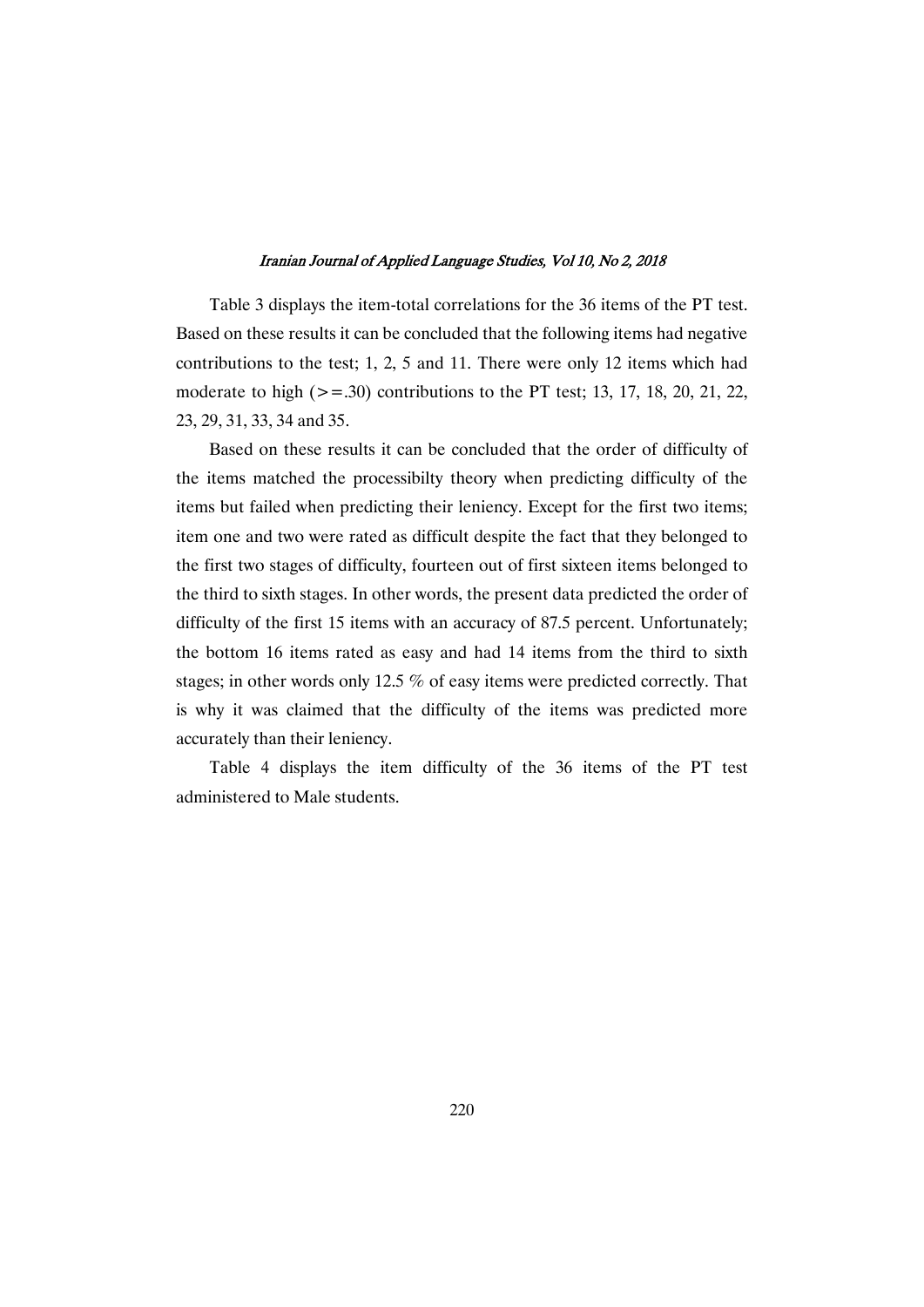Table 3 displays the item-total correlations for the 36 items of the PT test. Based on these results it can be concluded that the following items had negative contributions to the test; 1, 2, 5 and 11. There were only 12 items which had moderate to high (>=.30) contributions to the PT test; 13, 17, 18, 20, 21, 22, 23, 29, 31, 33, 34 and 35.

Based on these results it can be concluded that the order of difficulty of the items matched the processibilty theory when predicting difficulty of the items but failed when predicting their leniency. Except for the first two items; item one and two were rated as difficult despite the fact that they belonged to the first two stages of difficulty, fourteen out of first sixteen items belonged to the third to sixth stages. In other words, the present data predicted the order of difficulty of the first 15 items with an accuracy of 87.5 percent. Unfortunately; the bottom 16 items rated as easy and had 14 items from the third to sixth stages; in other words only 12.5 % of easy items were predicted correctly. That is why it was claimed that the difficulty of the items was predicted more accurately than their leniency.

Table 4 displays the item difficulty of the 36 items of the PT test administered to Male students.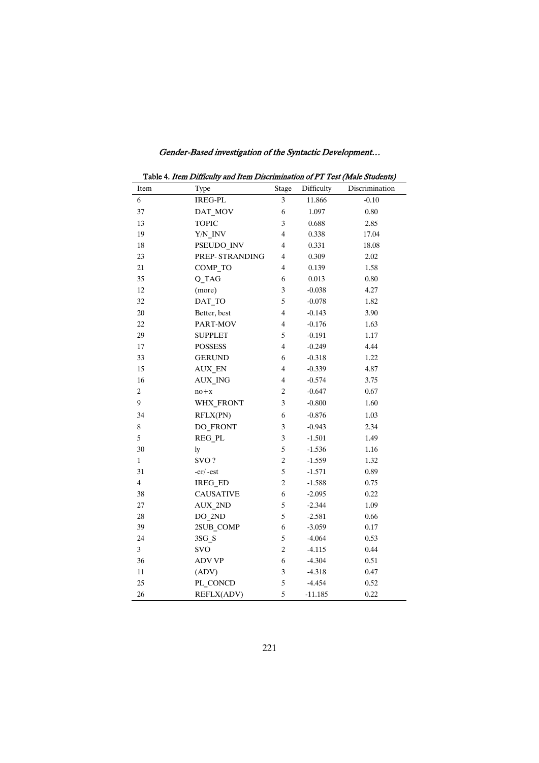Table 4. *Item Difficulty and Item Discrimination of PT Test (Male Students)*

| Item | Type | Stage | Difficulty | Discrimination |
|---|---|---|---|---|
| 6 | IREG-PL | 3 | 11.866 | -0.10 |
| 37 | DAT_MOV | 6 | 1.097 | 0.80 |
| 13 | TOPIC | 3 | 0.688 | 2.85 |
| 19 | Y/N_INV | 4 | 0.338 | 17.04 |
| 18 | PSEUDO_INV | 4 | 0.331 | 18.08 |
| 23 | PREP- STRANDING | 4 | 0.309 | 2.02 |
| 21 | COMP_TO | 4 | 0.139 | 1.58 |
| 35 | Q_TAG | 6 | 0.013 | 0.80 |
| 12 | (more) | 3 | -0.038 | 4.27 |
| 32 | DAT_TO | 5 | -0.078 | 1.82 |
| 20 | Better, best | 4 | -0.143 | 3.90 |
| 22 | PART-MOV | 4 | -0.176 | 1.63 |
| 29 | SUPPLET | 5 | -0.191 | 1.17 |
| 17 | POSSESS | 4 | -0.249 | 4.44 |
| 33 | GERUND | 6 | -0.318 | 1.22 |
| 15 | AUX_EN | 4 | -0.339 | 4.87 |
| 16 | AUX_ING | 4 | -0.574 | 3.75 |
| 2 | no+x | 2 | -0.647 | 0.67 |
| 9 | WHX_FRONT | 3 | -0.800 | 1.60 |
| 34 | RFLX(PN) | 6 | -0.876 | 1.03 |
| 8 | DO_FRONT | 3 | -0.943 | 2.34 |
| 5 | REG_PL | 3 | -1.501 | 1.49 |
| 30 | ly | 5 | -1.536 | 1.16 |
| 1 | SVO ? | 2 | -1.559 | 1.32 |
| 31 | -er/ -est | 5 | -1.571 | 0.89 |
| 4 | IREG_ED | 2 | -1.588 | 0.75 |
| 38 | CAUSATIVE | 6 | -2.095 | 0.22 |
| 27 | AUX_2ND | 5 | -2.344 | 1.09 |
| 28 | DO_2ND | 5 | -2.581 | 0.66 |
| 39 | 2SUB_COMP | 6 | -3.059 | 0.17 |
| 24 | 3SG_S | 5 | -4.064 | 0.53 |
| 3 | SVO | 2 | -4.115 | 0.44 |
| 36 | ADV VP | 6 | -4.304 | 0.51 |
| 11 | (ADV) | 3 | -4.318 | 0.47 |
| 25 | PL_CONCD | 5 | -4.454 | 0.52 |
| 26 | REFLX(ADV) | 5 | -11.185 | 0.22 |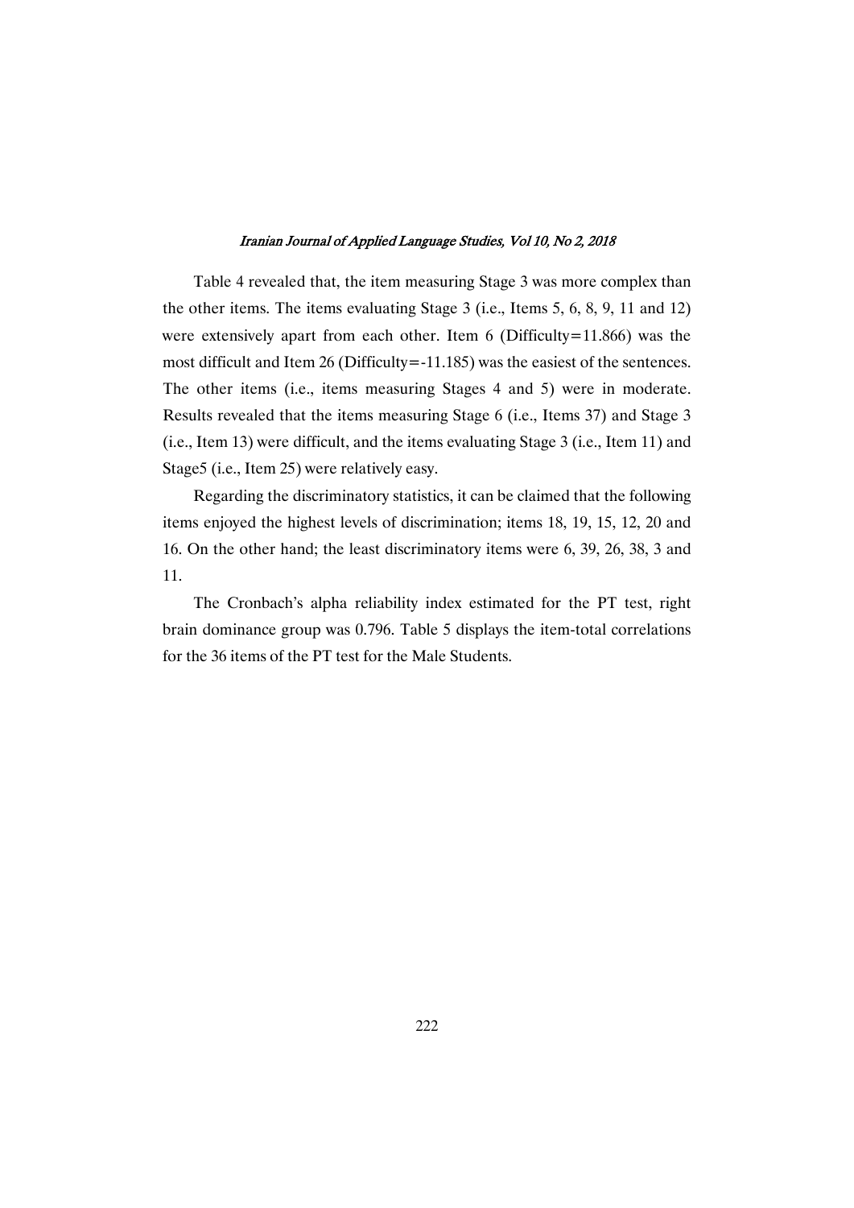Table 4 revealed that, the item measuring Stage 3 was more complex than the other items. The items evaluating Stage 3 (i.e., Items 5, 6, 8, 9, 11 and 12) were extensively apart from each other. Item 6 (Difficulty=11.866) was the most difficult and Item 26 (Difficulty=-11.185) was the easiest of the sentences. The other items (i.e., items measuring Stages 4 and 5) were in moderate. Results revealed that the items measuring Stage 6 (i.e., Items 37) and Stage 3 (i.e., Item 13) were difficult, and the items evaluating Stage 3 (i.e., Item 11) and Stage5 (i.e., Item 25) were relatively easy.

Regarding the discriminatory statistics, it can be claimed that the following items enjoyed the highest levels of discrimination; items 18, 19, 15, 12, 20 and 16. On the other hand; the least discriminatory items were 6, 39, 26, 38, 3 and 11.

The Cronbach's alpha reliability index estimated for the PT test, right brain dominance group was 0.796. Table 5 displays the item-total correlations for the 36 items of the PT test for the Male Students.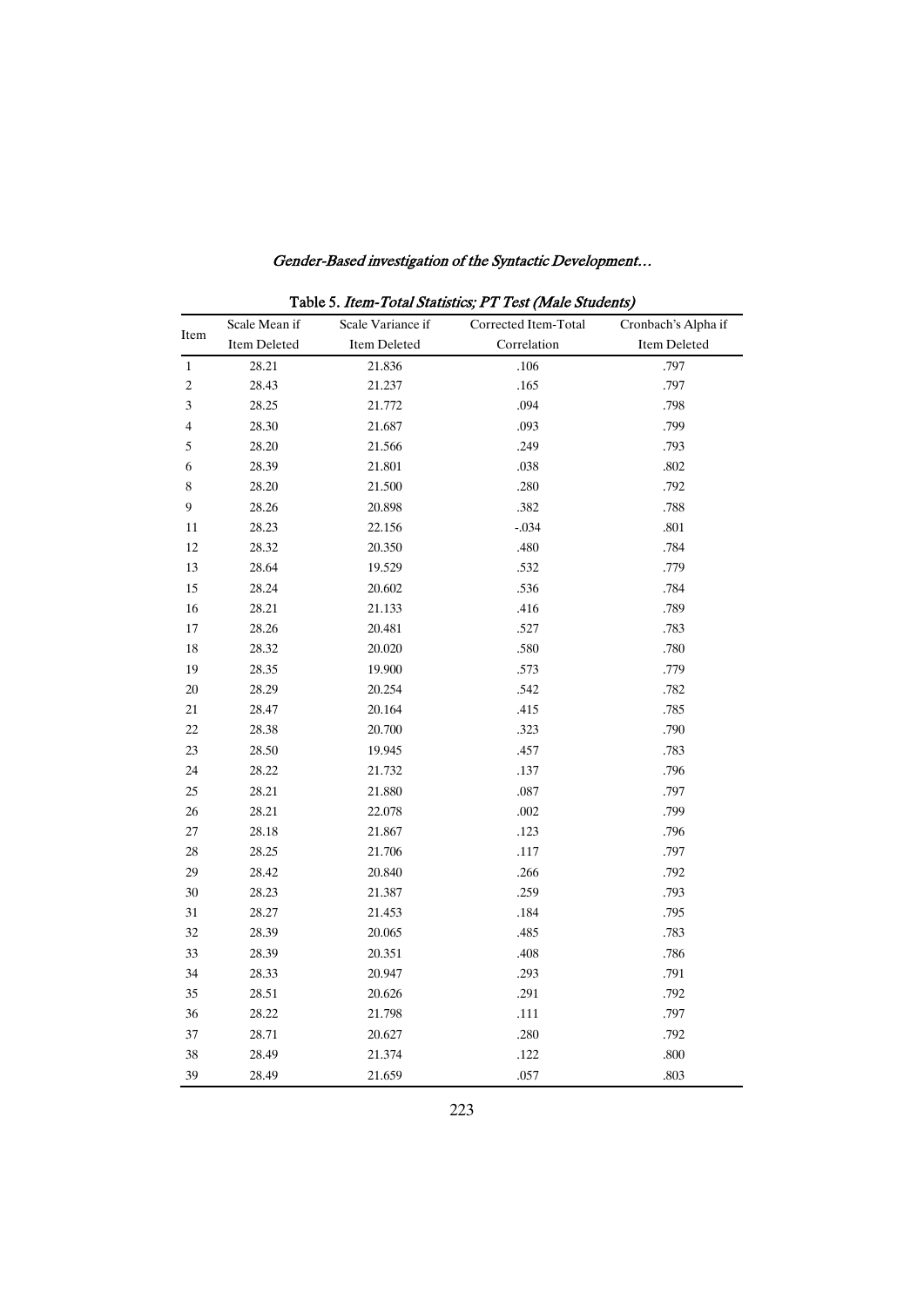Table 5. *Item-Total Statistics; PT Test (Male Students)*

| Item | Scale Mean if Item Deleted | Scale Variance if Item Deleted | Corrected Item-Total Correlation | Cronbach's Alpha if Item Deleted |
|---|---|---|---|---|
| 1 | 28.21 | 21.836 | .106 | .797 |
| 2 | 28.43 | 21.237 | .165 | .797 |
| 3 | 28.25 | 21.772 | .094 | .798 |
| 4 | 28.30 | 21.687 | .093 | .799 |
| 5 | 28.20 | 21.566 | .249 | .793 |
| 6 | 28.39 | 21.801 | .038 | .802 |
| 8 | 28.20 | 21.500 | .280 | .792 |
| 9 | 28.26 | 20.898 | .382 | .788 |
| 11 | 28.23 | 22.156 | -.034 | .801 |
| 12 | 28.32 | 20.350 | .480 | .784 |
| 13 | 28.64 | 19.529 | .532 | .779 |
| 15 | 28.24 | 20.602 | .536 | .784 |
| 16 | 28.21 | 21.133 | .416 | .789 |
| 17 | 28.26 | 20.481 | .527 | .783 |
| 18 | 28.32 | 20.020 | .580 | .780 |
| 19 | 28.35 | 19.900 | .573 | .779 |
| 20 | 28.29 | 20.254 | .542 | .782 |
| 21 | 28.47 | 20.164 | .415 | .785 |
| 22 | 28.38 | 20.700 | .323 | .790 |
| 23 | 28.50 | 19.945 | .457 | .783 |
| 24 | 28.22 | 21.732 | .137 | .796 |
| 25 | 28.21 | 21.880 | .087 | .797 |
| 26 | 28.21 | 22.078 | .002 | .799 |
| 27 | 28.18 | 21.867 | .123 | .796 |
| 28 | 28.25 | 21.706 | .117 | .797 |
| 29 | 28.42 | 20.840 | .266 | .792 |
| 30 | 28.23 | 21.387 | .259 | .793 |
| 31 | 28.27 | 21.453 | .184 | .795 |
| 32 | 28.39 | 20.065 | .485 | .783 |
| 33 | 28.39 | 20.351 | .408 | .786 |
| 34 | 28.33 | 20.947 | .293 | .791 |
| 35 | 28.51 | 20.626 | .291 | .792 |
| 36 | 28.22 | 21.798 | .111 | .797 |
| 37 | 28.71 | 20.627 | .280 | .792 |
| 38 | 28.49 | 21.374 | .122 | .800 |
| 39 | 28.49 | 21.659 | .057 | .803 |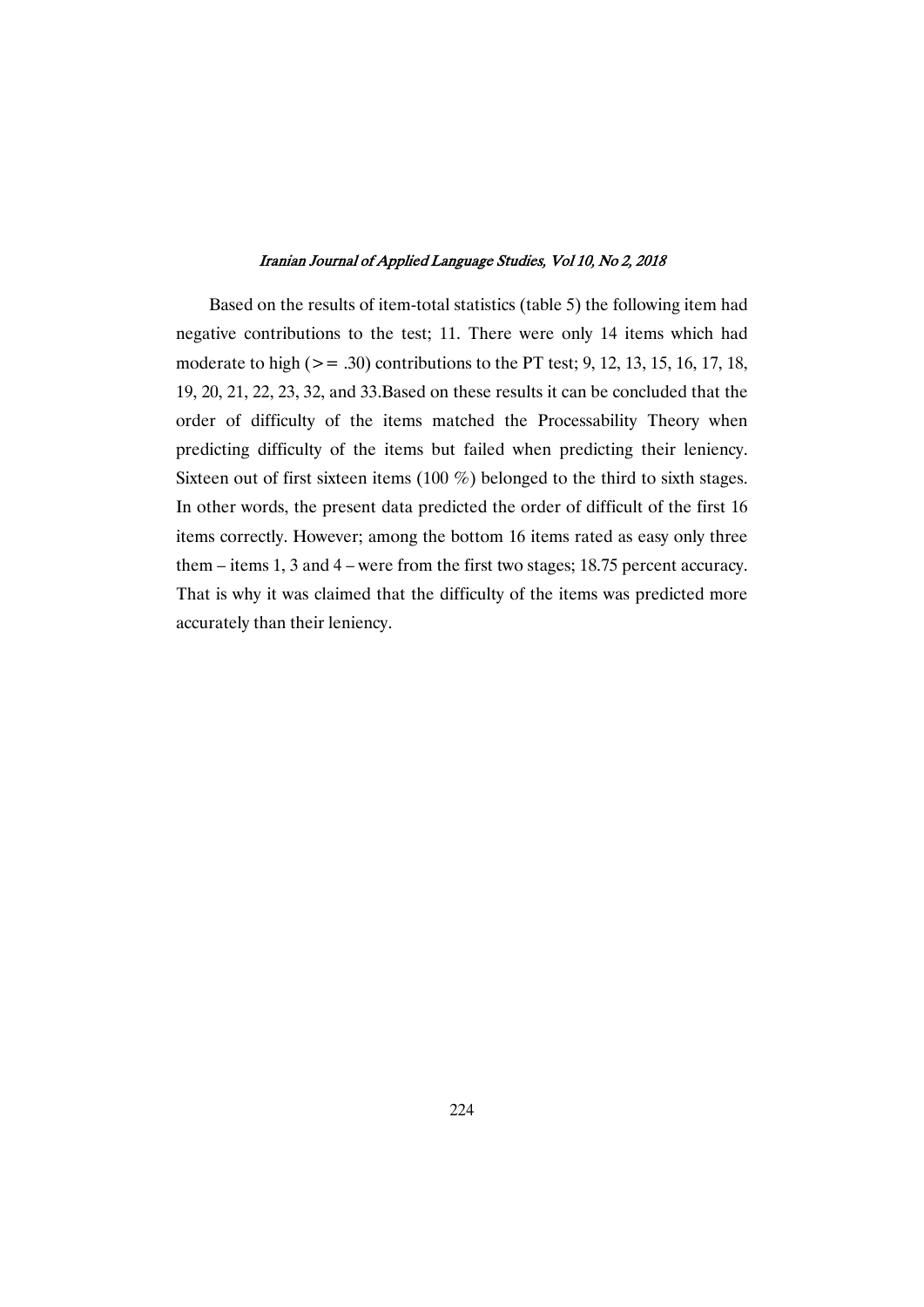Based on the results of item-total statistics (table 5) the following item had negative contributions to the test; 11. There were only 14 items which had moderate to high (>= .30) contributions to the PT test; 9, 12, 13, 15, 16, 17, 18, 19, 20, 21, 22, 23, 32, and 33.Based on these results it can be concluded that the order of difficulty of the items matched the Processability Theory when predicting difficulty of the items but failed when predicting their leniency. Sixteen out of first sixteen items (100 %) belonged to the third to sixth stages. In other words, the present data predicted the order of difficult of the first 16 items correctly. However; among the bottom 16 items rated as easy only three them – items 1, 3 and 4 – were from the first two stages; 18.75 percent accuracy. That is why it was claimed that the difficulty of the items was predicted more accurately than their leniency.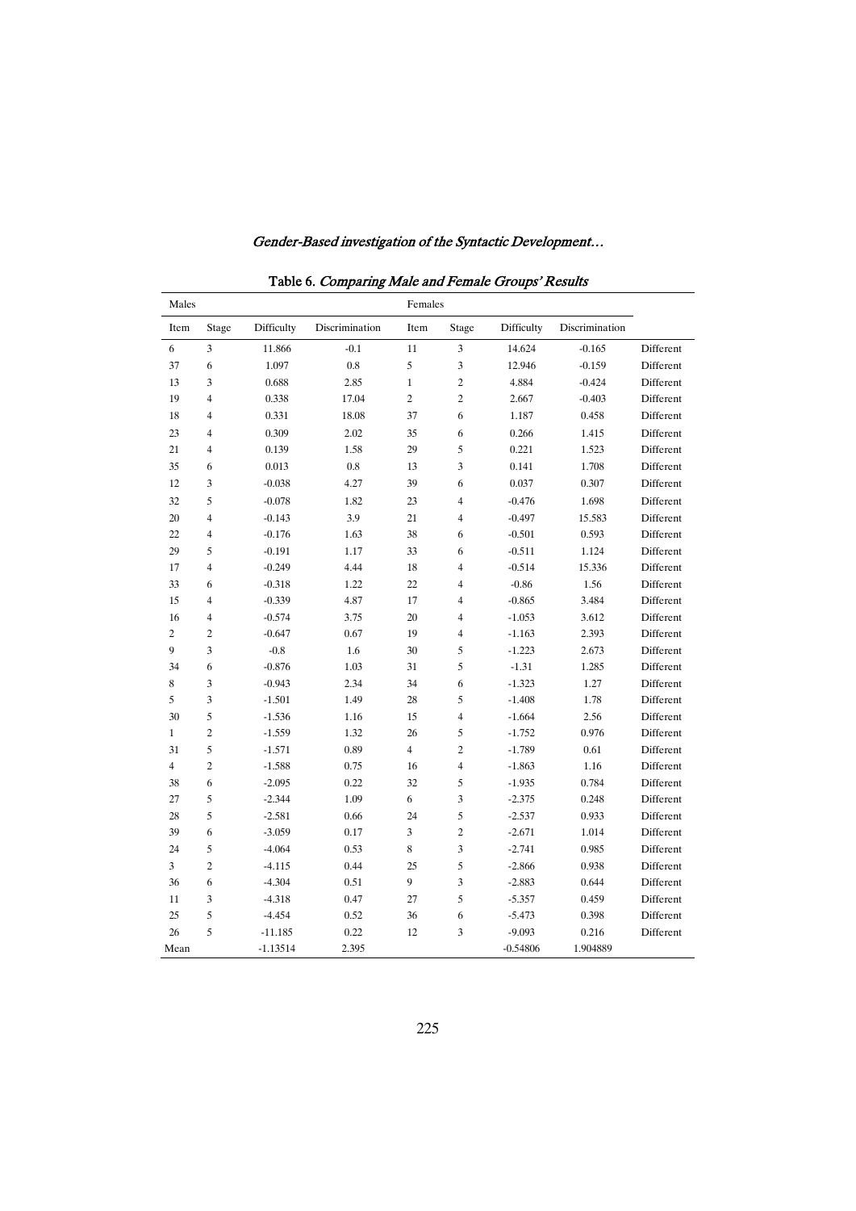Table 6. *Comparing Male and Female Groups' Results*

| Males | | | | Females | | | | |
|---|---|---|---|---|---|---|---|---|
| Item | Stage | Difficulty | Discrimination | Item | Stage | Difficulty | Discrimination | |
| 6 | 3 | 11.866 | -0.1 | 11 | 3 | 14.624 | -0.165 | Different |
| 37 | 6 | 1.097 | 0.8 | 5 | 3 | 12.946 | -0.159 | Different |
| 13 | 3 | 0.688 | 2.85 | 1 | 2 | 4.884 | -0.424 | Different |
| 19 | 4 | 0.338 | 17.04 | 2 | 2 | 2.667 | -0.403 | Different |
| 18 | 4 | 0.331 | 18.08 | 37 | 6 | 1.187 | 0.458 | Different |
| 23 | 4 | 0.309 | 2.02 | 35 | 6 | 0.266 | 1.415 | Different |
| 21 | 4 | 0.139 | 1.58 | 29 | 5 | 0.221 | 1.523 | Different |
| 35 | 6 | 0.013 | 0.8 | 13 | 3 | 0.141 | 1.708 | Different |
| 12 | 3 | -0.038 | 4.27 | 39 | 6 | 0.037 | 0.307 | Different |
| 32 | 5 | -0.078 | 1.82 | 23 | 4 | -0.476 | 1.698 | Different |
| 20 | 4 | -0.143 | 3.9 | 21 | 4 | -0.497 | 15.583 | Different |
| 22 | 4 | -0.176 | 1.63 | 38 | 6 | -0.501 | 0.593 | Different |
| 29 | 5 | -0.191 | 1.17 | 33 | 6 | -0.511 | 1.124 | Different |
| 17 | 4 | -0.249 | 4.44 | 18 | 4 | -0.514 | 15.336 | Different |
| 33 | 6 | -0.318 | 1.22 | 22 | 4 | -0.86 | 1.56 | Different |
| 15 | 4 | -0.339 | 4.87 | 17 | 4 | -0.865 | 3.484 | Different |
| 16 | 4 | -0.574 | 3.75 | 20 | 4 | -1.053 | 3.612 | Different |
| 2 | 2 | -0.647 | 0.67 | 19 | 4 | -1.163 | 2.393 | Different |
| 9 | 3 | -0.8 | 1.6 | 30 | 5 | -1.223 | 2.673 | Different |
| 34 | 6 | -0.876 | 1.03 | 31 | 5 | -1.31 | 1.285 | Different |
| 8 | 3 | -0.943 | 2.34 | 34 | 6 | -1.323 | 1.27 | Different |
| 5 | 3 | -1.501 | 1.49 | 28 | 5 | -1.408 | 1.78 | Different |
| 30 | 5 | -1.536 | 1.16 | 15 | 4 | -1.664 | 2.56 | Different |
| 1 | 2 | -1.559 | 1.32 | 26 | 5 | -1.752 | 0.976 | Different |
| 31 | 5 | -1.571 | 0.89 | 4 | 2 | -1.789 | 0.61 | Different |
| 4 | 2 | -1.588 | 0.75 | 16 | 4 | -1.863 | 1.16 | Different |
| 38 | 6 | -2.095 | 0.22 | 32 | 5 | -1.935 | 0.784 | Different |
| 27 | 5 | -2.344 | 1.09 | 6 | 3 | -2.375 | 0.248 | Different |
| 28 | 5 | -2.581 | 0.66 | 24 | 5 | -2.537 | 0.933 | Different |
| 39 | 6 | -3.059 | 0.17 | 3 | 2 | -2.671 | 1.014 | Different |
| 24 | 5 | -4.064 | 0.53 | 8 | 3 | -2.741 | 0.985 | Different |
| 3 | 2 | -4.115 | 0.44 | 25 | 5 | -2.866 | 0.938 | Different |
| 36 | 6 | -4.304 | 0.51 | 9 | 3 | -2.883 | 0.644 | Different |
| 11 | 3 | -4.318 | 0.47 | 27 | 5 | -5.357 | 0.459 | Different |
| 25 | 5 | -4.454 | 0.52 | 36 | 6 | -5.473 | 0.398 | Different |
| 26 | 5 | -11.185 | 0.22 | 12 | 3 | -9.093 | 0.216 | Different |
| Mean | | -1.13514 | 2.395 | | | -0.54806 | 1.904889 | |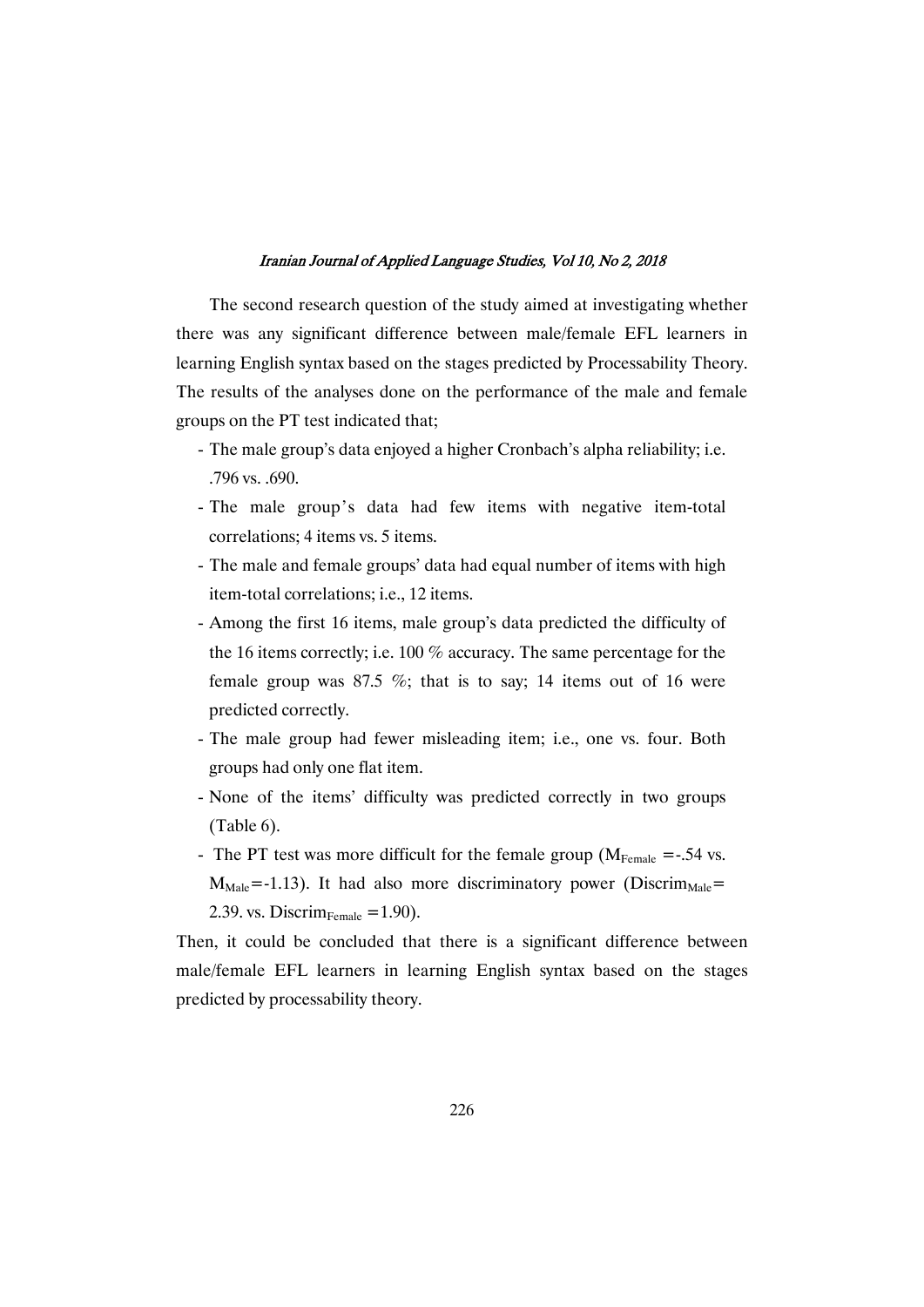The second research question of the study aimed at investigating whether there was any significant difference between male/female EFL learners in learning English syntax based on the stages predicted by Processability Theory. The results of the analyses done on the performance of the male and female groups on the PT test indicated that;

- The male group's data enjoyed a higher Cronbach's alpha reliability; i.e. .796 vs. .690.
- The male group's data had few items with negative item-total correlations; 4 items vs. 5 items.
- The male and female groups' data had equal number of items with high item-total correlations; i.e., 12 items.
- Among the first 16 items, male group's data predicted the difficulty of the 16 items correctly; i.e. 100 % accuracy. The same percentage for the female group was 87.5 %; that is to say; 14 items out of 16 were predicted correctly.
- The male group had fewer misleading item; i.e., one vs. four. Both groups had only one flat item.
- None of the items' difficulty was predicted correctly in two groups (Table 6).
- The PT test was more difficult for the female group ($M_{Female}$ =-.54 vs. $M_{Male}$=-1.13). It had also more discriminatory power ($Discrim_{Male}$= 2.39. vs. $Discrim_{Female}$ =1.90).

Then, it could be concluded that there is a significant difference between male/female EFL learners in learning English syntax based on the stages predicted by processability theory.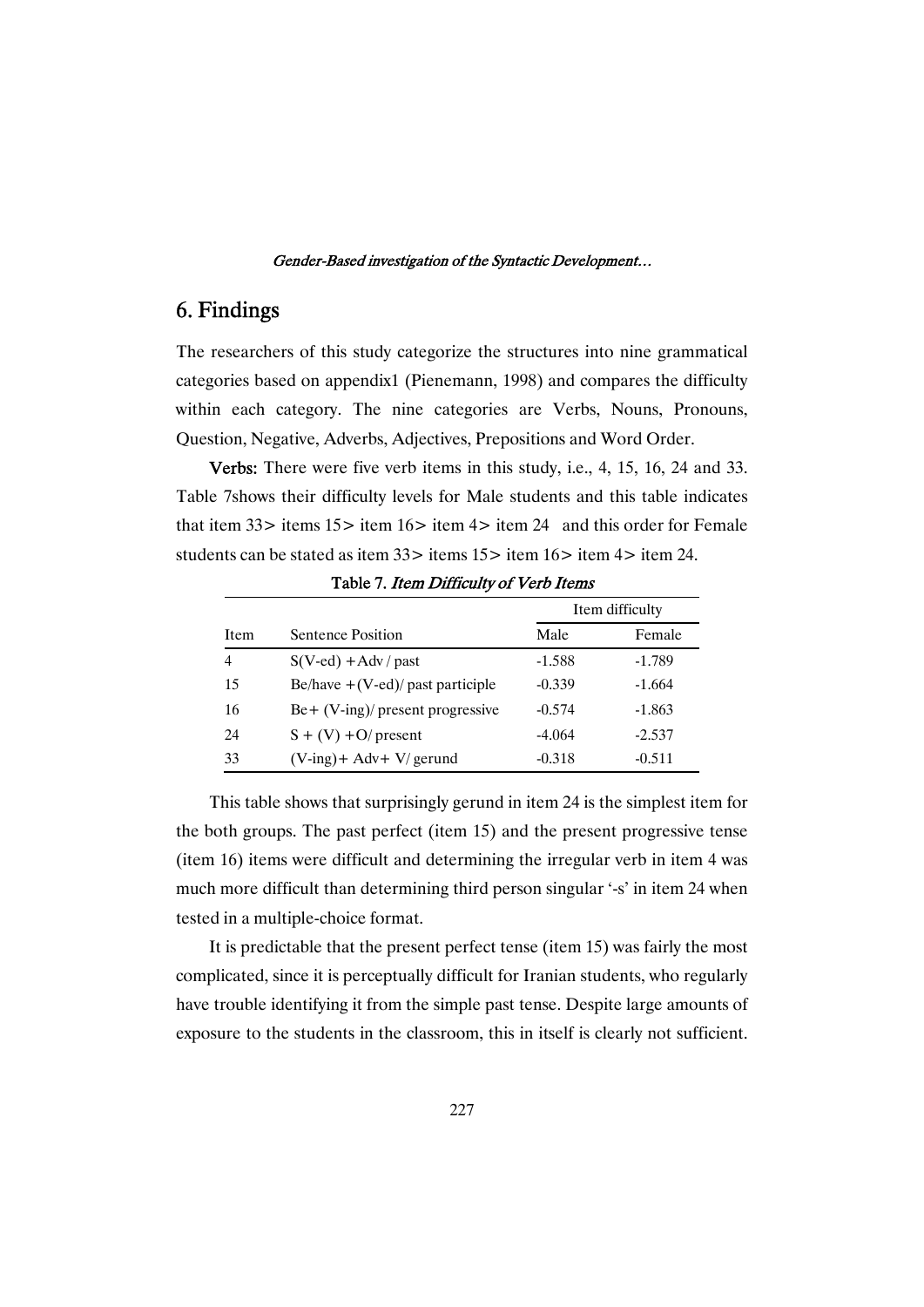## 6. Findings

The researchers of this study categorize the structures into nine grammatical categories based on appendix1 (Pienemann, 1998) and compares the difficulty within each category. The nine categories are Verbs, Nouns, Pronouns, Question, Negative, Adverbs, Adjectives, Prepositions and Word Order.

**Verbs:** There were five verb items in this study, i.e., 4, 15, 16, 24 and 33. Table 7shows their difficulty levels for Male students and this table indicates that item 33> items 15> item 16> item 4> item 24 and this order for Female students can be stated as item 33> items 15> item 16> item 4> item 24.

**Table 7.** *Item Difficulty of Verb Items*

| | | Item difficulty | |
|---|---|---|---|
| Item | Sentence Position | Male | Female |
| 4 | S(V-ed) +Adv / past | -1.588 | -1.789 |
| 15 | Be/have +(V-ed)/ past participle | -0.339 | -1.664 |
| 16 | Be+ (V-ing)/ present progressive | -0.574 | -1.863 |
| 24 | S + (V) +O/ present | -4.064 | -2.537 |
| 33 | (V-ing)+ Adv+ V/ gerund | -0.318 | -0.511 |

This table shows that surprisingly gerund in item 24 is the simplest item for the both groups. The past perfect (item 15) and the present progressive tense (item 16) items were difficult and determining the irregular verb in item 4 was much more difficult than determining third person singular '-s' in item 24 when tested in a multiple-choice format.

It is predictable that the present perfect tense (item 15) was fairly the most complicated, since it is perceptually difficult for Iranian students, who regularly have trouble identifying it from the simple past tense. Despite large amounts of exposure to the students in the classroom, this in itself is clearly not sufficient.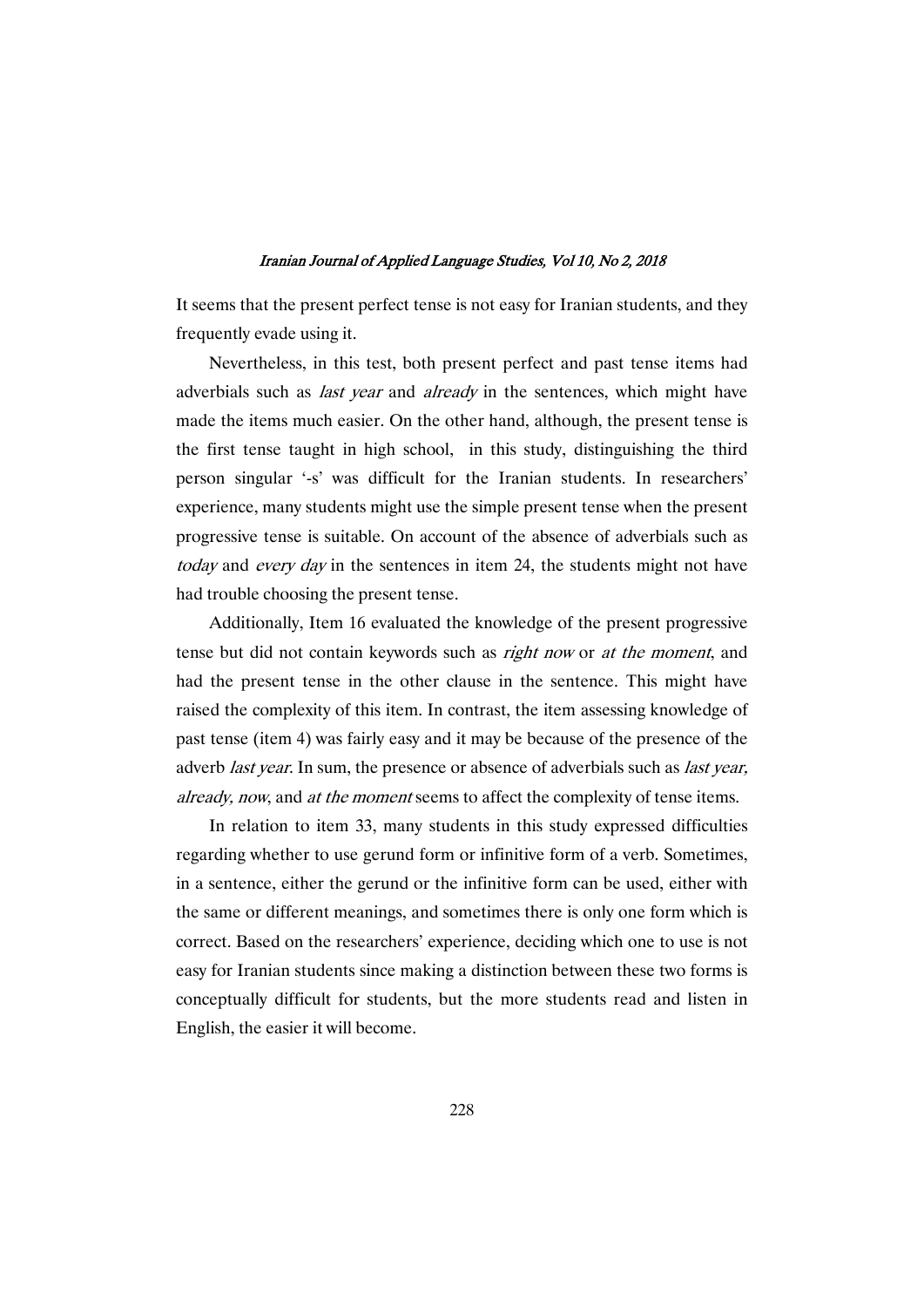It seems that the present perfect tense is not easy for Iranian students, and they frequently evade using it.

Nevertheless, in this test, both present perfect and past tense items had adverbials such as *last year* and *already* in the sentences, which might have made the items much easier. On the other hand, although, the present tense is the first tense taught in high school, in this study, distinguishing the third person singular '-s' was difficult for the Iranian students. In researchers' experience, many students might use the simple present tense when the present progressive tense is suitable. On account of the absence of adverbials such as *today* and *every day* in the sentences in item 24, the students might not have had trouble choosing the present tense.

Additionally, Item 16 evaluated the knowledge of the present progressive tense but did not contain keywords such as *right now* or *at the moment*, and had the present tense in the other clause in the sentence. This might have raised the complexity of this item. In contrast, the item assessing knowledge of past tense (item 4) was fairly easy and it may be because of the presence of the adverb *last year*. In sum, the presence or absence of adverbials such as *last year, already, now*, and *at the moment* seems to affect the complexity of tense items.

In relation to item 33, many students in this study expressed difficulties regarding whether to use gerund form or infinitive form of a verb. Sometimes, in a sentence, either the gerund or the infinitive form can be used, either with the same or different meanings, and sometimes there is only one form which is correct. Based on the researchers' experience, deciding which one to use is not easy for Iranian students since making a distinction between these two forms is conceptually difficult for students, but the more students read and listen in English, the easier it will become.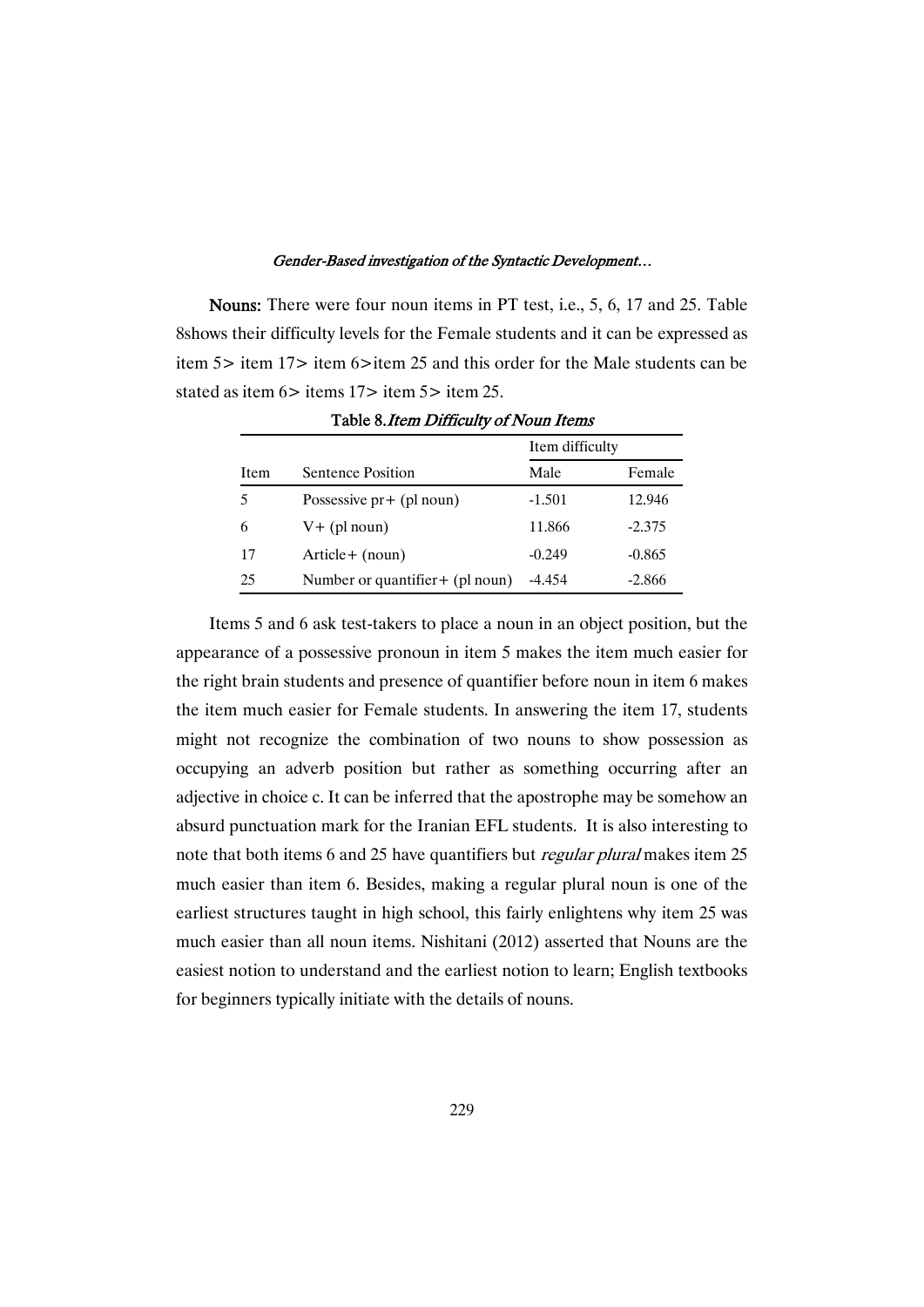**Nouns:** There were four noun items in PT test, i.e., 5, 6, 17 and 25. Table 8shows their difficulty levels for the Female students and it can be expressed as item 5> item 17> item 6>item 25 and this order for the Male students can be stated as item 6> items 17> item 5> item 25.

**Table 8.** *Item Difficulty of Noun Items*

| | | Item difficulty | |
|---|---|---|---|
| Item | Sentence Position | Male | Female |
| 5 | Possessive pr+ (pl noun) | -1.501 | 12.946 |
| 6 | V+ (pl noun) | 11.866 | -2.375 |
| 17 | Article+ (noun) | -0.249 | -0.865 |
| 25 | Number or quantifier+ (pl noun) | -4.454 | -2.866 |

Items 5 and 6 ask test-takers to place a noun in an object position, but the appearance of a possessive pronoun in item 5 makes the item much easier for the right brain students and presence of quantifier before noun in item 6 makes the item much easier for Female students. In answering the item 17, students might not recognize the combination of two nouns to show possession as occupying an adverb position but rather as something occurring after an adjective in choice c. It can be inferred that the apostrophe may be somehow an absurd punctuation mark for the Iranian EFL students. It is also interesting to note that both items 6 and 25 have quantifiers but *regular plural* makes item 25 much easier than item 6. Besides, making a regular plural noun is one of the earliest structures taught in high school, this fairly enlightens why item 25 was much easier than all noun items. Nishitani (2012) asserted that Nouns are the easiest notion to understand and the earliest notion to learn; English textbooks for beginners typically initiate with the details of nouns.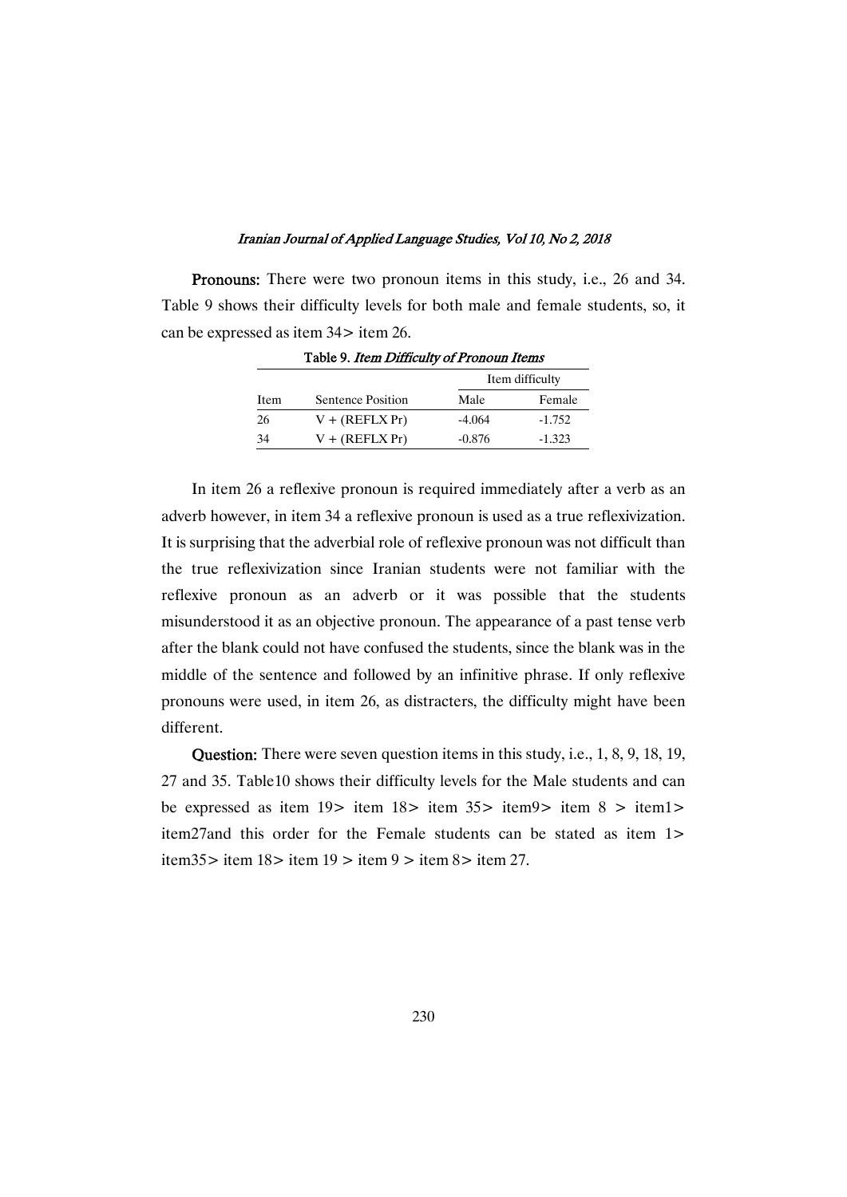**Pronouns:** There were two pronoun items in this study, i.e., 26 and 34. Table 9 shows their difficulty levels for both male and female students, so, it can be expressed as item 34> item 26.

Table 9. *Item Difficulty of Pronoun Items*

| | | Item difficulty | |
|---|---|---|---|
| Item | Sentence Position | Male | Female |
| 26 | V + (REFLX Pr) | -4.064 | -1.752 |
| 34 | V + (REFLX Pr) | -0.876 | -1.323 |

In item 26 a reflexive pronoun is required immediately after a verb as an adverb however, in item 34 a reflexive pronoun is used as a true reflexivization. It is surprising that the adverbial role of reflexive pronoun was not difficult than the true reflexivization since Iranian students were not familiar with the reflexive pronoun as an adverb or it was possible that the students misunderstood it as an objective pronoun. The appearance of a past tense verb after the blank could not have confused the students, since the blank was in the middle of the sentence and followed by an infinitive phrase. If only reflexive pronouns were used, in item 26, as distracters, the difficulty might have been different.

**Question:** There were seven question items in this study, i.e., 1, 8, 9, 18, 19, 27 and 35. Table10 shows their difficulty levels for the Male students and can be expressed as item 19> item 18> item 35> item9> item 8 > item1> item27and this order for the Female students can be stated as item 1> item35> item 18> item 19 > item 9 > item 8> item 27.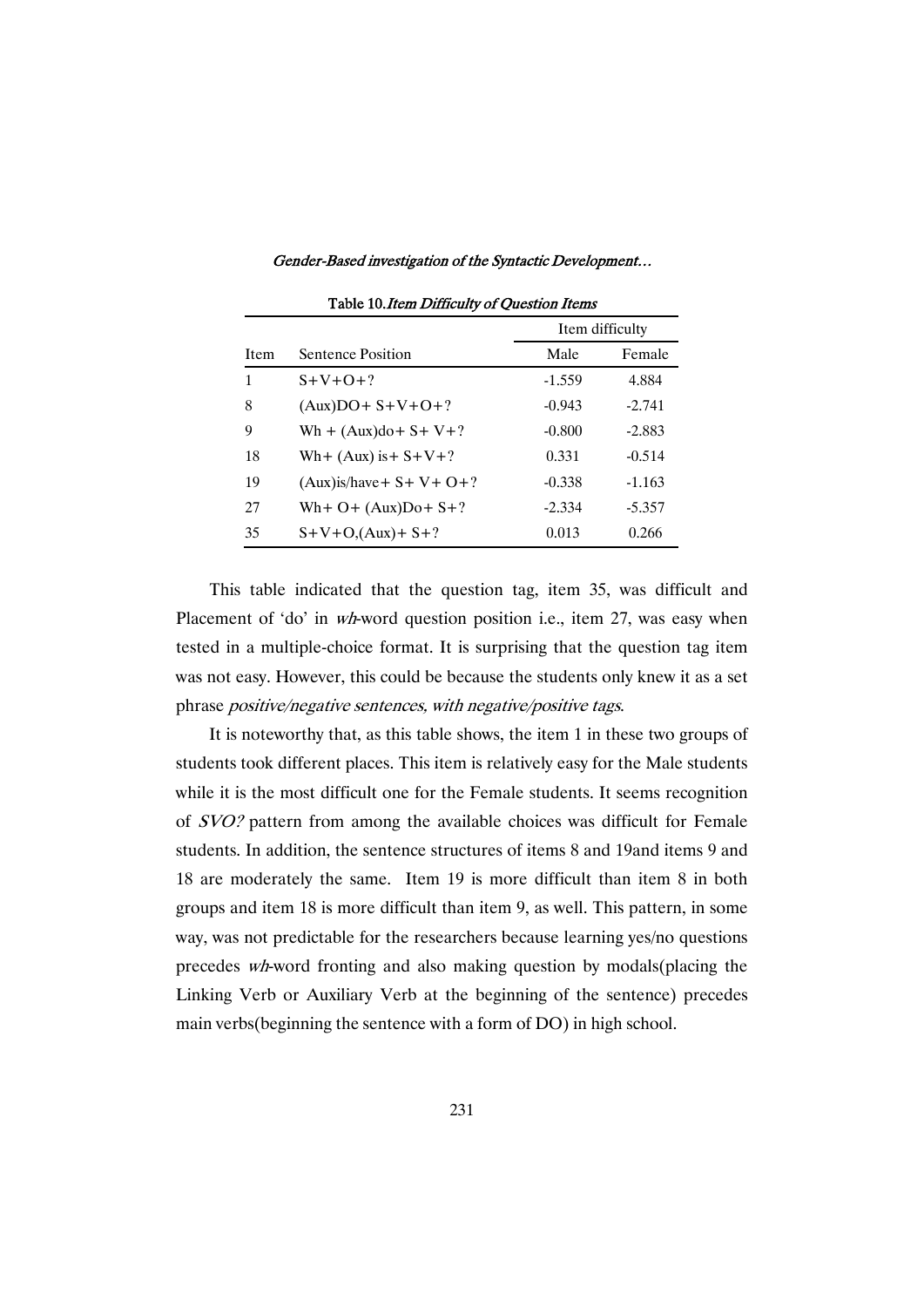Table 10. *Item Difficulty of Question Items*

| Item | Sentence Position | Item difficulty | |
|---|---|---|---|
| | | Male | Female |
| 1 | S+V+O+? | -1.559 | 4.884 |
| 8 | (Aux)DO+ S+V+O+? | -0.943 | -2.741 |
| 9 | Wh + (Aux)do+ S+ V+? | -0.800 | -2.883 |
| 18 | Wh+ (Aux) is+ S+V+? | 0.331 | -0.514 |
| 19 | (Aux)is/have+ S+ V+ O+? | -0.338 | -1.163 |
| 27 | Wh+ O+ (Aux)Do+ S+? | -2.334 | -5.357 |
| 35 | S+V+O,(Aux)+ S+? | 0.013 | 0.266 |

This table indicated that the question tag, item 35, was difficult and Placement of 'do' in *wh*-word question position i.e., item 27, was easy when tested in a multiple-choice format. It is surprising that the question tag item was not easy. However, this could be because the students only knew it as a set phrase *positive/negative sentences, with negative/positive tags*.

It is noteworthy that, as this table shows, the item 1 in these two groups of students took different places. This item is relatively easy for the Male students while it is the most difficult one for the Female students. It seems recognition of *SVO?* pattern from among the available choices was difficult for Female students. In addition, the sentence structures of items 8 and 19and items 9 and 18 are moderately the same. Item 19 is more difficult than item 8 in both groups and item 18 is more difficult than item 9, as well. This pattern, in some way, was not predictable for the researchers because learning yes/no questions precedes *wh*-word fronting and also making question by modals(placing the Linking Verb or Auxiliary Verb at the beginning of the sentence) precedes main verbs(beginning the sentence with a form of DO) in high school.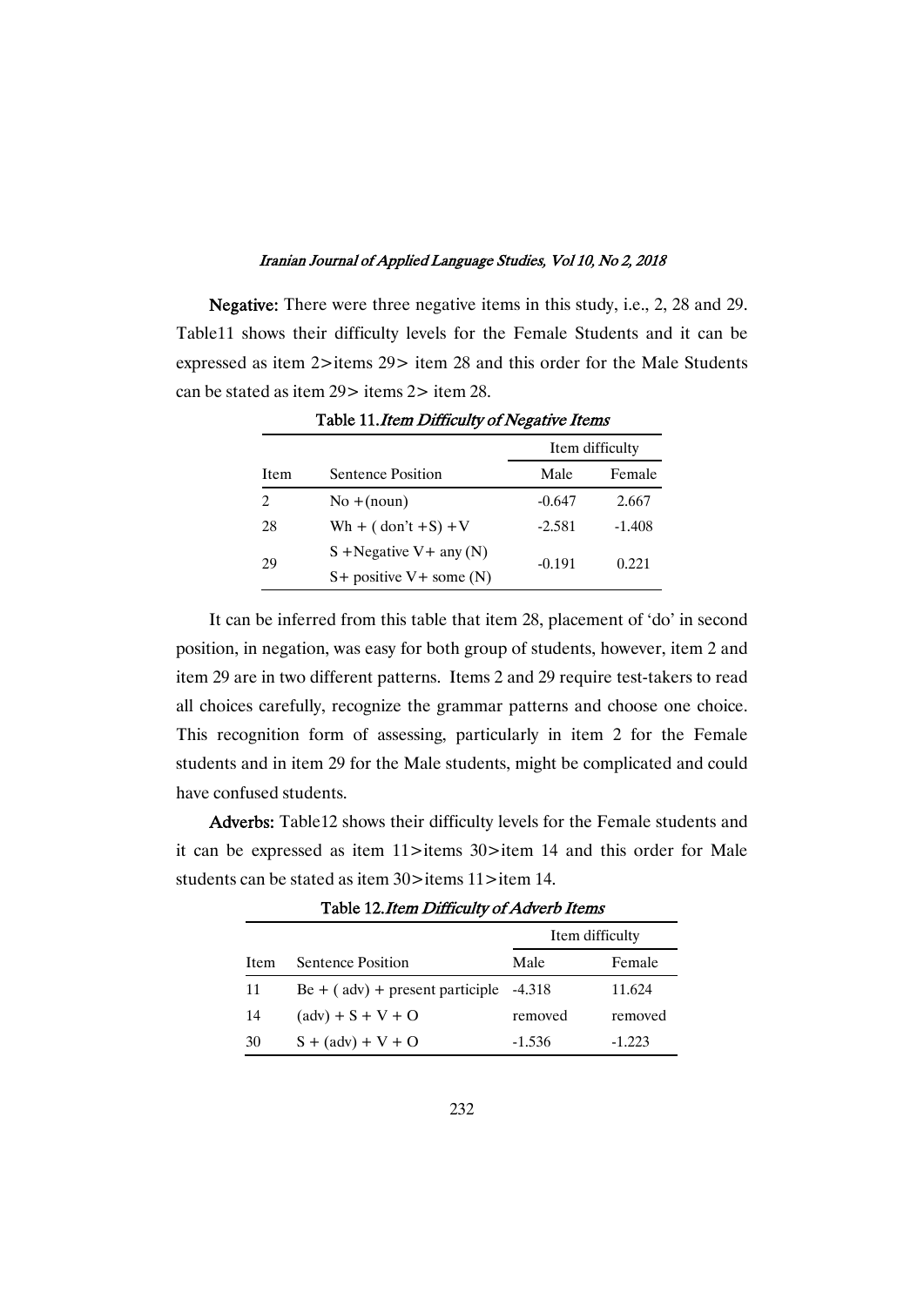**Negative:** There were three negative items in this study, i.e., 2, 28 and 29. Table11 shows their difficulty levels for the Female Students and it can be expressed as item 2>items 29> item 28 and this order for the Male Students can be stated as item 29> items 2> item 28.

**Table 11.** *Item Difficulty of Negative Items*

| | | Item difficulty | |
|---|---|---|---|
| Item | Sentence Position | Male | Female |
| 2 | No +(noun) | -0.647 | 2.667 |
| 28 | Wh + ( don't +S) +V | -2.581 | -1.408 |
| 29 | S +Negative V+ any (N)<br>S+ positive V+ some (N) | -0.191 | 0.221 |

It can be inferred from this table that item 28, placement of 'do' in second position, in negation, was easy for both group of students, however, item 2 and item 29 are in two different patterns. Items 2 and 29 require test-takers to read all choices carefully, recognize the grammar patterns and choose one choice. This recognition form of assessing, particularly in item 2 for the Female students and in item 29 for the Male students, might be complicated and could have confused students.

**Adverbs:** Table12 shows their difficulty levels for the Female students and it can be expressed as item 11>items 30>item 14 and this order for Male students can be stated as item 30>items 11>item 14.

**Table 12.** *Item Difficulty of Adverb Items*

| | | Item difficulty | |
|---|---|---|---|
| Item | Sentence Position | Male | Female |
| 11 | Be + ( adv) + present participle | -4.318 | 11.624 |
| 14 | (adv) + S + V + O | removed | removed |
| 30 | S + (adv) + V + O | -1.536 | -1.223 |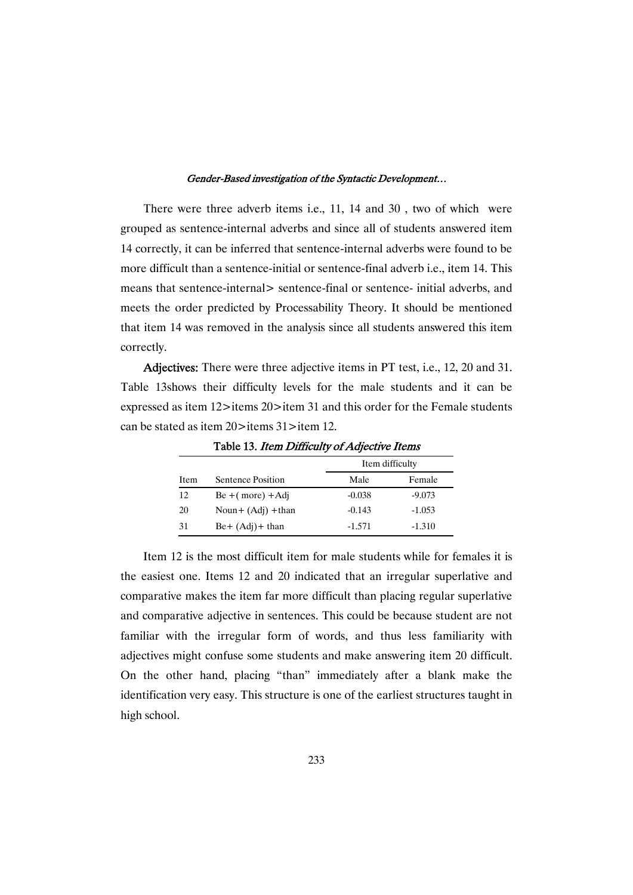There were three adverb items i.e., 11, 14 and 30 , two of which were grouped as sentence-internal adverbs and since all of students answered item 14 correctly, it can be inferred that sentence-internal adverbs were found to be more difficult than a sentence-initial or sentence-final adverb i.e., item 14. This means that sentence-internal> sentence-final or sentence- initial adverbs, and meets the order predicted by Processability Theory. It should be mentioned that item 14 was removed in the analysis since all students answered this item correctly.

**Adjectives:** There were three adjective items in PT test, i.e., 12, 20 and 31. Table 13shows their difficulty levels for the male students and it can be expressed as item 12>items 20>item 31 and this order for the Female students can be stated as item 20>items 31>item 12.

Table 13. *Item Difficulty of Adjective Items*

| | | Item difficulty | |
|---|---|---|---|
| Item | Sentence Position | Male | Female |
| 12 | Be +( more) +Adj | -0.038 | -9.073 |
| 20 | Noun+ (Adj) +than | -0.143 | -1.053 |
| 31 | Be+ (Adj)+ than | -1.571 | -1.310 |

Item 12 is the most difficult item for male students while for females it is the easiest one. Items 12 and 20 indicated that an irregular superlative and comparative makes the item far more difficult than placing regular superlative and comparative adjective in sentences. This could be because student are not familiar with the irregular form of words, and thus less familiarity with adjectives might confuse some students and make answering item 20 difficult. On the other hand, placing "than" immediately after a blank make the identification very easy. This structure is one of the earliest structures taught in high school.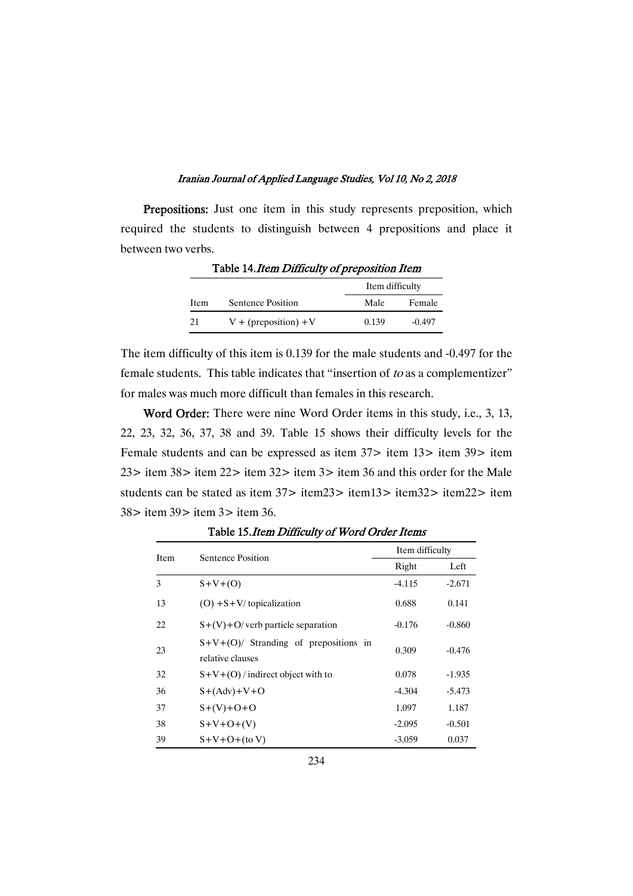**Prepositions:** Just one item in this study represents preposition, which required the students to distinguish between 4 prepositions and place it between two verbs.

Table 14. *Item Difficulty of preposition Item*

| | | Item difficulty | |
|---|---|---|---|
| Item | Sentence Position | Male | Female |
| 21 | V + (preposition) +V | 0.139 | -0.497 |

The item difficulty of this item is 0.139 for the male students and -0.497 for the female students. This table indicates that "insertion of *to* as a complementizer" for males was much more difficult than females in this research.

**Word Order:** There were nine Word Order items in this study, i.e., 3, 13, 22, 23, 32, 36, 37, 38 and 39. Table 15 shows their difficulty levels for the Female students and can be expressed as item 37> item 13> item 39> item 23> item 38> item 22> item 32> item 3> item 36 and this order for the Male students can be stated as item 37> item23> item13> item32> item22> item 38> item 39> item 3> item 36.

Table 15. *Item Difficulty of Word Order Items*

| Item | Sentence Position | Item difficulty | |
|---|---|---|---|
| | | Right | Left |
| 3 | S+V+(O) | -4.115 | -2.671 |
| 13 | (O) +S+V/ topicalization | 0.688 | 0.141 |
| 22 | S+(V)+O/ verb particle separation | -0.176 | -0.860 |
| 23 | S+V+(O)/ Stranding of prepositions in relative clauses | 0.309 | -0.476 |
| 32 | S+V+(O) / indirect object with to | 0.078 | -1.935 |
| 36 | S+(Adv)+V+O | -4.304 | -5.473 |
| 37 | S+(V)+O+O | 1.097 | 1.187 |
| 38 | S+V+O+(V) | -2.095 | -0.501 |
| 39 | S+V+O+(to V) | -3.059 | 0.037 |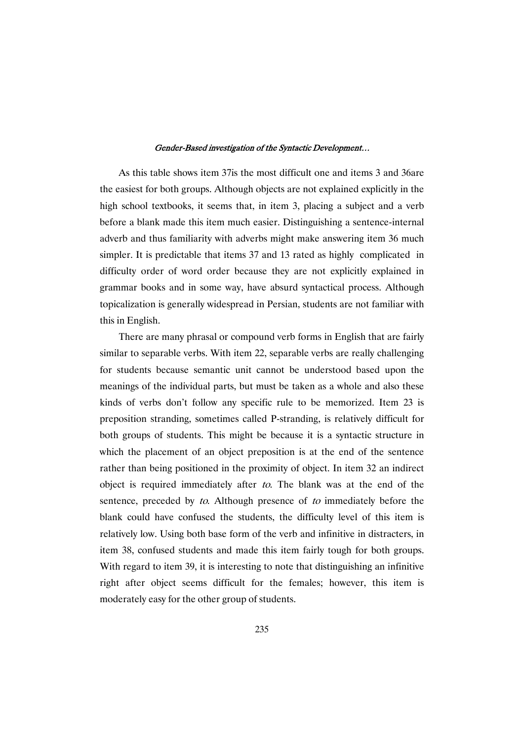As this table shows item 37is the most difficult one and items 3 and 36are the easiest for both groups. Although objects are not explained explicitly in the high school textbooks, it seems that, in item 3, placing a subject and a verb before a blank made this item much easier. Distinguishing a sentence-internal adverb and thus familiarity with adverbs might make answering item 36 much simpler. It is predictable that items 37 and 13 rated as highly complicated in difficulty order of word order because they are not explicitly explained in grammar books and in some way, have absurd syntactical process. Although topicalization is generally widespread in Persian, students are not familiar with this in English.

There are many phrasal or compound verb forms in English that are fairly similar to separable verbs. With item 22, separable verbs are really challenging for students because semantic unit cannot be understood based upon the meanings of the individual parts, but must be taken as a whole and also these kinds of verbs don't follow any specific rule to be memorized. Item 23 is preposition stranding, sometimes called P-stranding, is relatively difficult for both groups of students. This might be because it is a syntactic structure in which the placement of an object preposition is at the end of the sentence rather than being positioned in the proximity of object. In item 32 an indirect object is required immediately after *to*. The blank was at the end of the sentence, preceded by *to*. Although presence of *to* immediately before the blank could have confused the students, the difficulty level of this item is relatively low. Using both base form of the verb and infinitive in distracters, in item 38, confused students and made this item fairly tough for both groups. With regard to item 39, it is interesting to note that distinguishing an infinitive right after object seems difficult for the females; however, this item is moderately easy for the other group of students.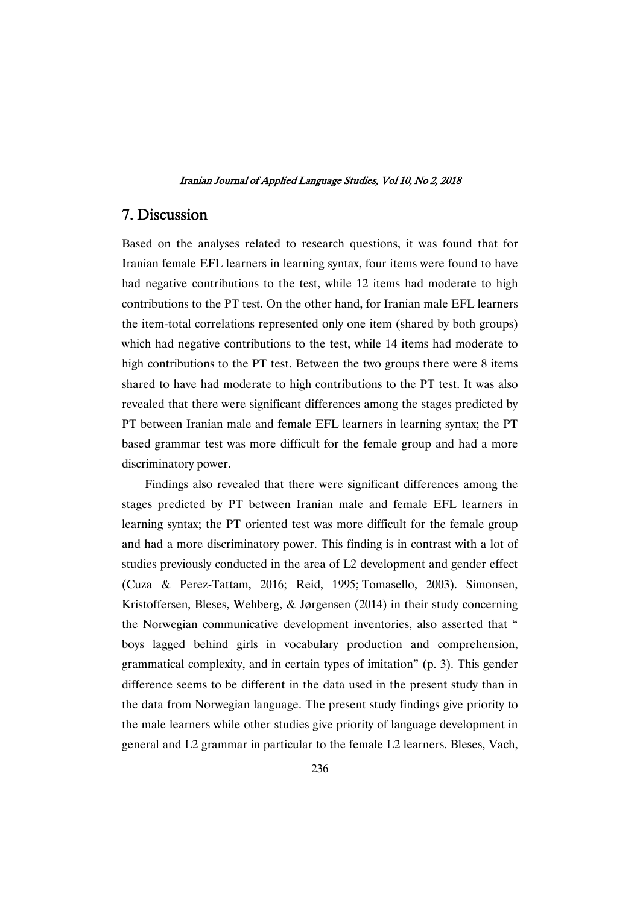## 7. Discussion

Based on the analyses related to research questions, it was found that for Iranian female EFL learners in learning syntax, four items were found to have had negative contributions to the test, while 12 items had moderate to high contributions to the PT test. On the other hand, for Iranian male EFL learners the item-total correlations represented only one item (shared by both groups) which had negative contributions to the test, while 14 items had moderate to high contributions to the PT test. Between the two groups there were 8 items shared to have had moderate to high contributions to the PT test. It was also revealed that there were significant differences among the stages predicted by PT between Iranian male and female EFL learners in learning syntax; the PT based grammar test was more difficult for the female group and had a more discriminatory power.

Findings also revealed that there were significant differences among the stages predicted by PT between Iranian male and female EFL learners in learning syntax; the PT oriented test was more difficult for the female group and had a more discriminatory power. This finding is in contrast with a lot of studies previously conducted in the area of L2 development and gender effect (Cuza & Perez-Tattam, 2016; Reid, 1995; Tomasello, 2003). Simonsen, Kristoffersen, Bleses, Wehberg, & Jørgensen (2014) in their study concerning the Norwegian communicative development inventories, also asserted that " boys lagged behind girls in vocabulary production and comprehension, grammatical complexity, and in certain types of imitation" (p. 3). This gender difference seems to be different in the data used in the present study than in the data from Norwegian language. The present study findings give priority to the male learners while other studies give priority of language development in general and L2 grammar in particular to the female L2 learners. Bleses, Vach,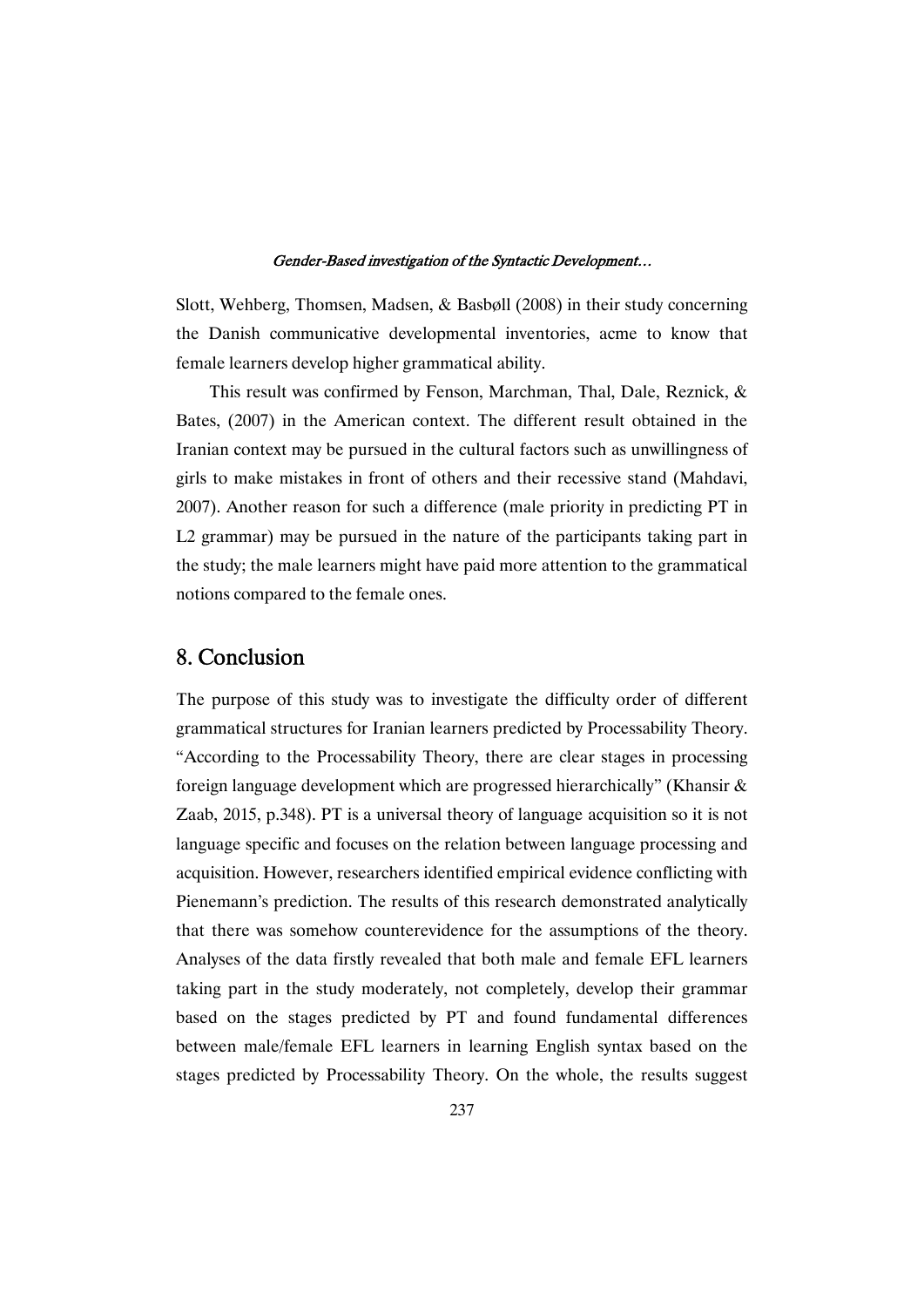Slott, Wehberg, Thomsen, Madsen, & Basbøll (2008) in their study concerning the Danish communicative developmental inventories, acme to know that female learners develop higher grammatical ability.

This result was confirmed by Fenson, Marchman, Thal, Dale, Reznick, & Bates, (2007) in the American context. The different result obtained in the Iranian context may be pursued in the cultural factors such as unwillingness of girls to make mistakes in front of others and their recessive stand (Mahdavi, 2007). Another reason for such a difference (male priority in predicting PT in L2 grammar) may be pursued in the nature of the participants taking part in the study; the male learners might have paid more attention to the grammatical notions compared to the female ones.

## 8. Conclusion

The purpose of this study was to investigate the difficulty order of different grammatical structures for Iranian learners predicted by Processability Theory. "According to the Processability Theory, there are clear stages in processing foreign language development which are progressed hierarchically" (Khansir & Zaab, 2015, p.348). PT is a universal theory of language acquisition so it is not language specific and focuses on the relation between language processing and acquisition. However, researchers identified empirical evidence conflicting with Pienemann's prediction. The results of this research demonstrated analytically that there was somehow counterevidence for the assumptions of the theory. Analyses of the data firstly revealed that both male and female EFL learners taking part in the study moderately, not completely, develop their grammar based on the stages predicted by PT and found fundamental differences between male/female EFL learners in learning English syntax based on the stages predicted by Processability Theory. On the whole, the results suggest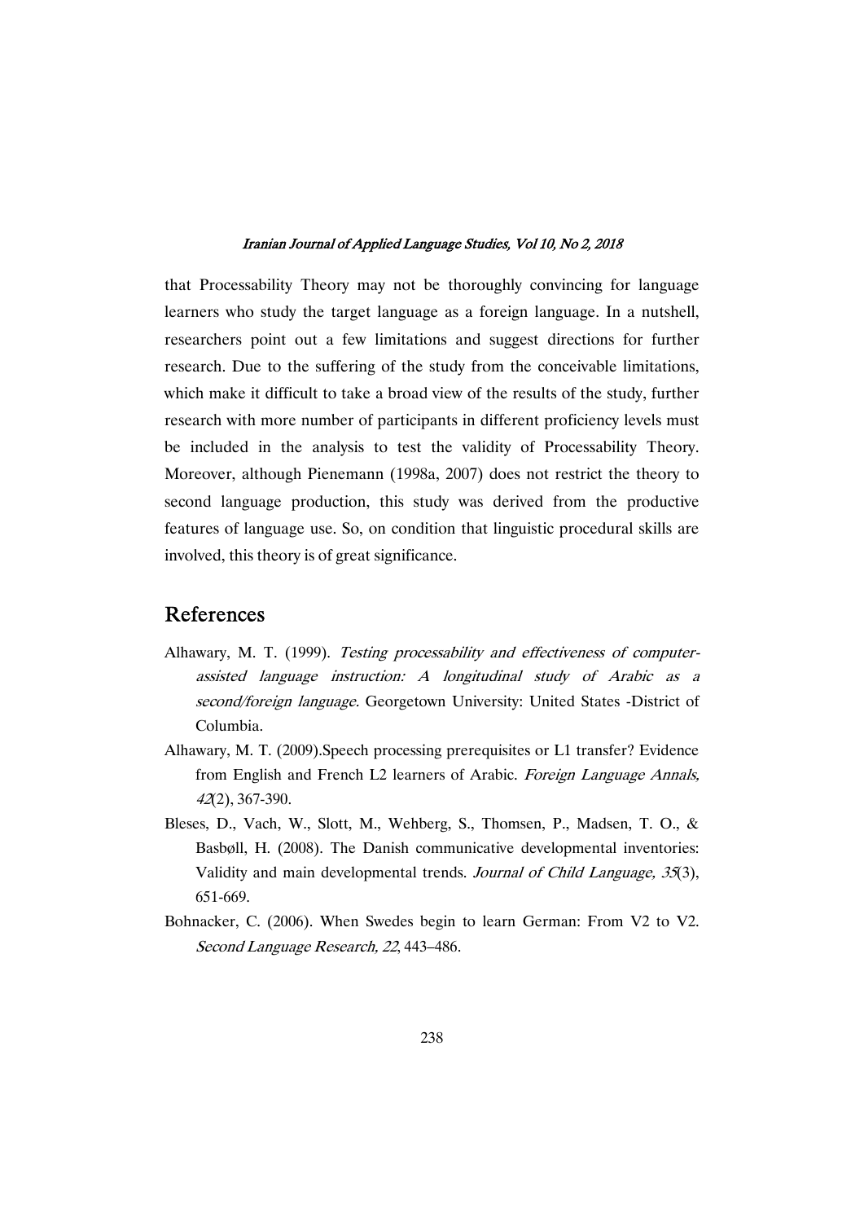that Processability Theory may not be thoroughly convincing for language learners who study the target language as a foreign language. In a nutshell, researchers point out a few limitations and suggest directions for further research. Due to the suffering of the study from the conceivable limitations, which make it difficult to take a broad view of the results of the study, further research with more number of participants in different proficiency levels must be included in the analysis to test the validity of Processability Theory. Moreover, although Pienemann (1998a, 2007) does not restrict the theory to second language production, this study was derived from the productive features of language use. So, on condition that linguistic procedural skills are involved, this theory is of great significance.

## References

Alhawary, M. T. (1999). *Testing processability and effectiveness of computer-assisted language instruction: A longitudinal study of Arabic as a second/foreign language*. Georgetown University: United States -District of Columbia.

Alhawary, M. T. (2009).Speech processing prerequisites or L1 transfer? Evidence from English and French L2 learners of Arabic. *Foreign Language Annals, 42*(2), 367-390.

Bleses, D., Vach, W., Slott, M., Wehberg, S., Thomsen, P., Madsen, T. O., & Basbøll, H. (2008). The Danish communicative developmental inventories: Validity and main developmental trends. *Journal of Child Language, 35*(3), 651-669.

Bohnacker, C. (2006). When Swedes begin to learn German: From V2 to V2. *Second Language Research, 22*, 443–486.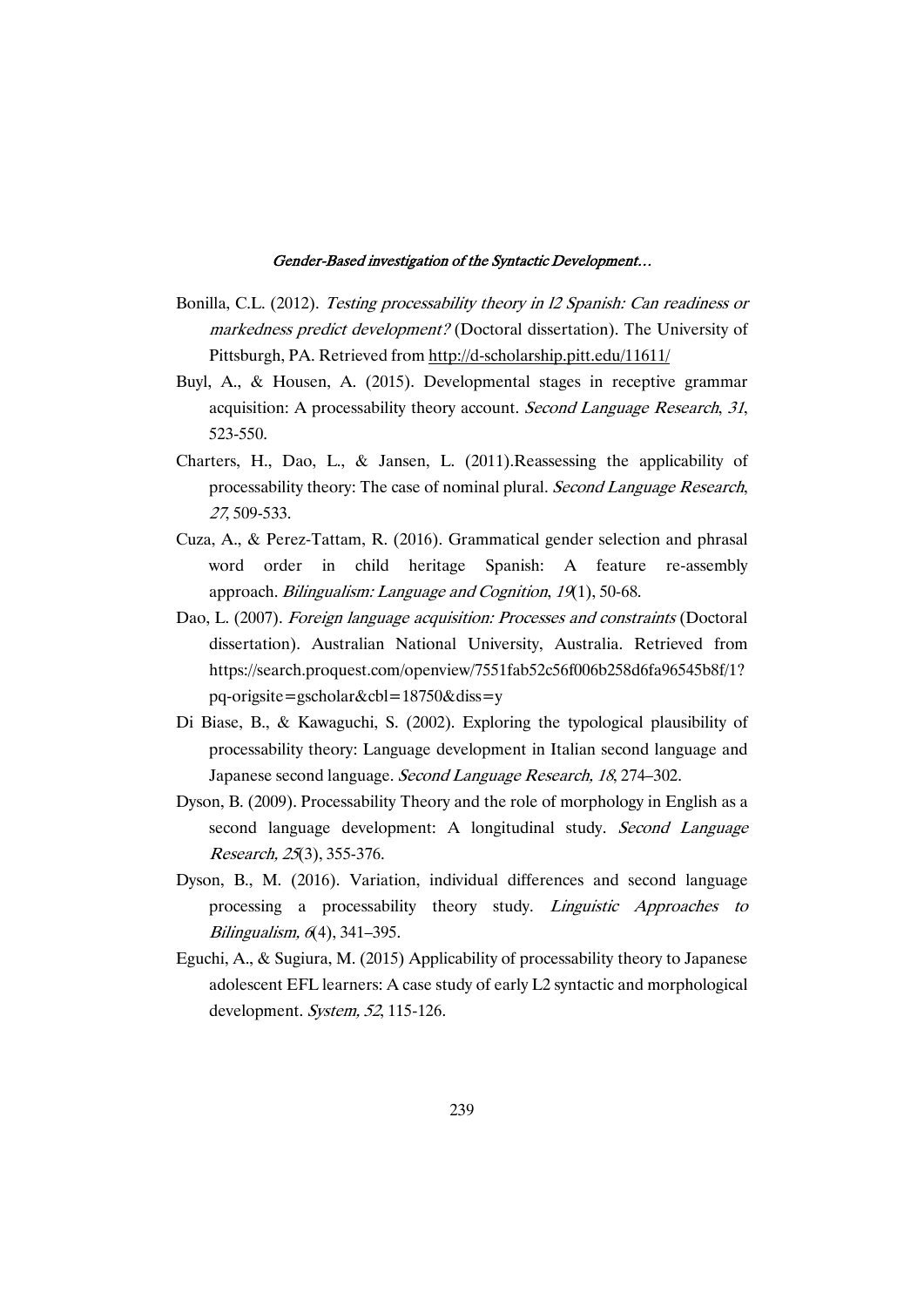Bonilla, C.L. (2012). *Testing processability theory in l2 Spanish: Can readiness or markedness predict development?* (Doctoral dissertation). The University of Pittsburgh, PA. Retrieved from http://d-scholarship.pitt.edu/11611/

Buyl, A., & Housen, A. (2015). Developmental stages in receptive grammar acquisition: A processability theory account. *Second Language Research*, *31*, 523-550.

Charters, H., Dao, L., & Jansen, L. (2011).Reassessing the applicability of processability theory: The case of nominal plural. *Second Language Research*, *27*, 509-533.

Cuza, A., & Perez-Tattam, R. (2016). Grammatical gender selection and phrasal word order in child heritage Spanish: A feature re-assembly approach. *Bilingualism: Language and Cognition*, *19*(1), 50-68.

Dao, L. (2007). *Foreign language acquisition: Processes and constraints* (Doctoral dissertation). Australian National University, Australia. Retrieved from https://search.proquest.com/openview/7551fab52c56f006b258d6fa96545b8f/1?pq-origsite=gscholar&cbl=18750&diss=y

Di Biase, B., & Kawaguchi, S. (2002). Exploring the typological plausibility of processability theory: Language development in Italian second language and Japanese second language. *Second Language Research, 18*, 274–302.

Dyson, B. (2009). Processability Theory and the role of morphology in English as a second language development: A longitudinal study. *Second Language Research, 25*(3), 355-376.

Dyson, B., M. (2016). Variation, individual differences and second language processing a processability theory study. *Linguistic Approaches to Bilingualism, 6*(4), 341–395.

Eguchi, A., & Sugiura, M. (2015) Applicability of processability theory to Japanese adolescent EFL learners: A case study of early L2 syntactic and morphological development. *System, 52*, 115-126.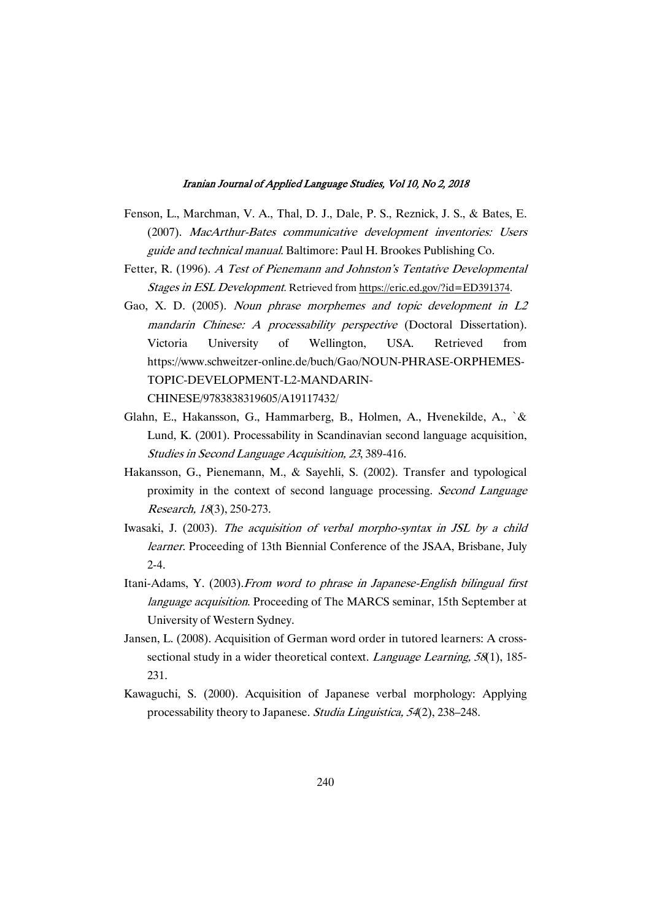Fenson, L., Marchman, V. A., Thal, D. J., Dale, P. S., Reznick, J. S., & Bates, E. (2007). *MacArthur-Bates communicative development inventories: Users guide and technical manual*. Baltimore: Paul H. Brookes Publishing Co.

Fetter, R. (1996). *A Test of Pienemann and Johnston's Tentative Developmental Stages in ESL Development*. Retrieved from https://eric.ed.gov/?id=ED391374.

Gao, X. D. (2005). *Noun phrase morphemes and topic development in L2 mandarin Chinese: A processability perspective* (Doctoral Dissertation). Victoria University of Wellington, USA. Retrieved from https://www.schweitzer-online.de/buch/Gao/NOUN-PHRASE-ORPHEMES-TOPIC-DEVELOPMENT-L2-MANDARIN-CHINESE/9783838319605/A19117432/

Glahn, E., Hakansson, G., Hammarberg, B., Holmen, A., Hvenekilde, A., `& Lund, K. (2001). Processability in Scandinavian second language acquisition, *Studies in Second Language Acquisition, 23*, 389-416.

Hakansson, G., Pienemann, M., & Sayehli, S. (2002). Transfer and typological proximity in the context of second language processing. *Second Language Research, 18*(3), 250-273.

Iwasaki, J. (2003). *The acquisition of verbal morpho-syntax in JSL by a child learner*. Proceeding of 13th Biennial Conference of the JSAA, Brisbane, July 2-4.

Itani-Adams, Y. (2003).*From word to phrase in Japanese-English bilingual first language acquisition*. Proceeding of The MARCS seminar, 15th September at University of Western Sydney.

Jansen, L. (2008). Acquisition of German word order in tutored learners: A cross-sectional study in a wider theoretical context. *Language Learning, 58*(1), 185-231.

Kawaguchi, S. (2000). Acquisition of Japanese verbal morphology: Applying processability theory to Japanese. *Studia Linguistica, 54*(2), 238–248.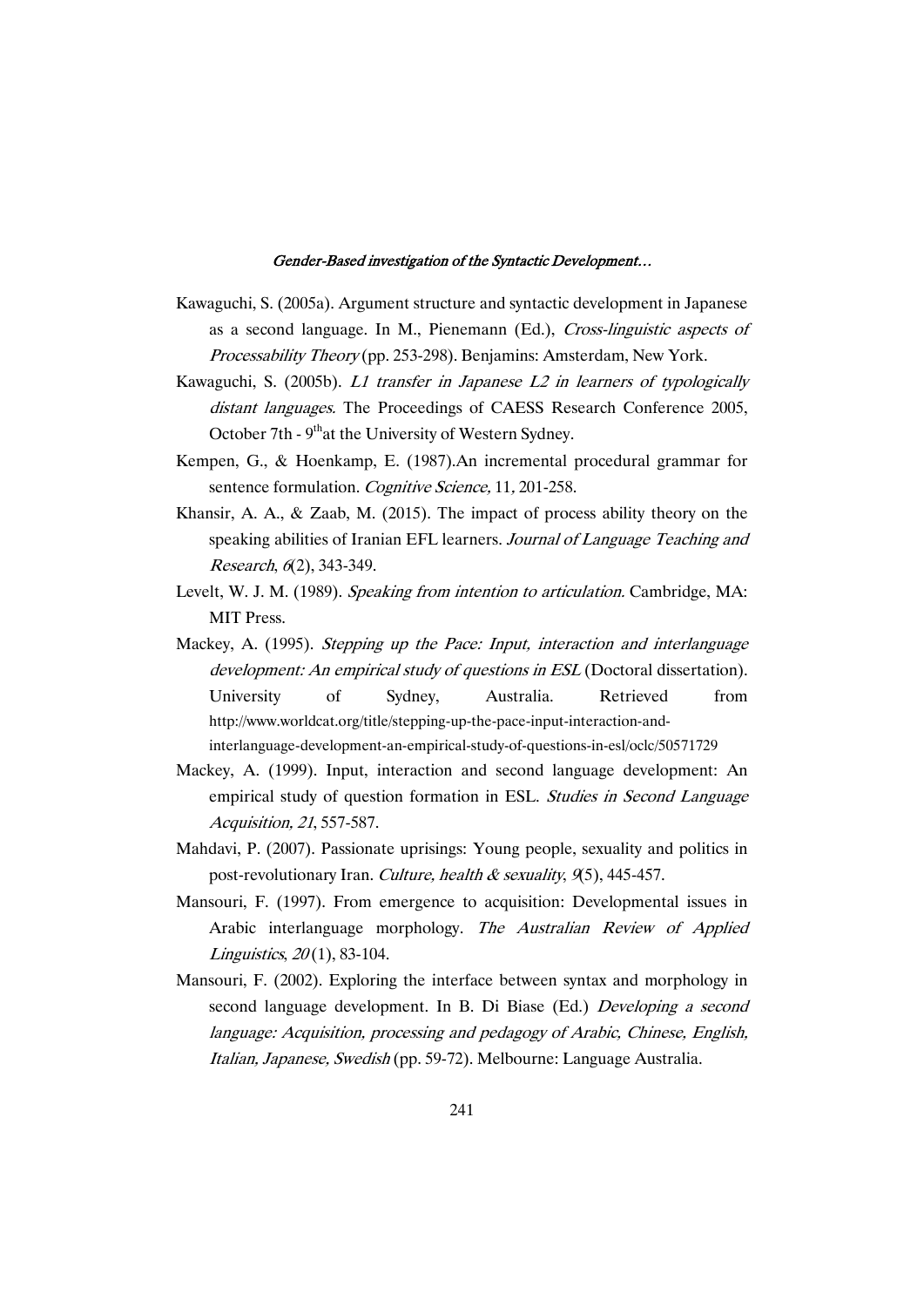Kawaguchi, S. (2005a). Argument structure and syntactic development in Japanese as a second language. In M., Pienemann (Ed.), *Cross-linguistic aspects of Processability Theory* (pp. 253-298). Benjamins: Amsterdam, New York.

Kawaguchi, S. (2005b). *L1 transfer in Japanese L2 in learners of typologically distant languages.* The Proceedings of CAESS Research Conference 2005, October 7th - 9th at the University of Western Sydney.

Kempen, G., & Hoenkamp, E. (1987).An incremental procedural grammar for sentence formulation. *Cognitive Science,* 11*,* 201-258.

Khansir, A. A., & Zaab, M. (2015). The impact of process ability theory on the speaking abilities of Iranian EFL learners. *Journal of Language Teaching and Research*, *6*(2), 343-349.

Levelt, W. J. M. (1989). *Speaking from intention to articulation.* Cambridge, MA: MIT Press.

Mackey, A. (1995). *Stepping up the Pace: Input, interaction and interlanguage development: An empirical study of questions in ESL* (Doctoral dissertation). University of Sydney, Australia. Retrieved from http://www.worldcat.org/title/stepping-up-the-pace-input-interaction-and-interlanguage-development-an-empirical-study-of-questions-in-esl/oclc/50571729

Mackey, A. (1999). Input, interaction and second language development: An empirical study of question formation in ESL. *Studies in Second Language Acquisition, 21*, 557-587.

Mahdavi, P. (2007). Passionate uprisings: Young people, sexuality and politics in post-revolutionary Iran. *Culture, health & sexuality*, *9*(5), 445-457.

Mansouri, F. (1997). From emergence to acquisition: Developmental issues in Arabic interlanguage morphology. *The Australian Review of Applied Linguistics*, *20* (1), 83-104.

Mansouri, F. (2002). Exploring the interface between syntax and morphology in second language development. In B. Di Biase (Ed.) *Developing a second language: Acquisition, processing and pedagogy of Arabic, Chinese, English, Italian, Japanese, Swedish* (pp. 59-72). Melbourne: Language Australia.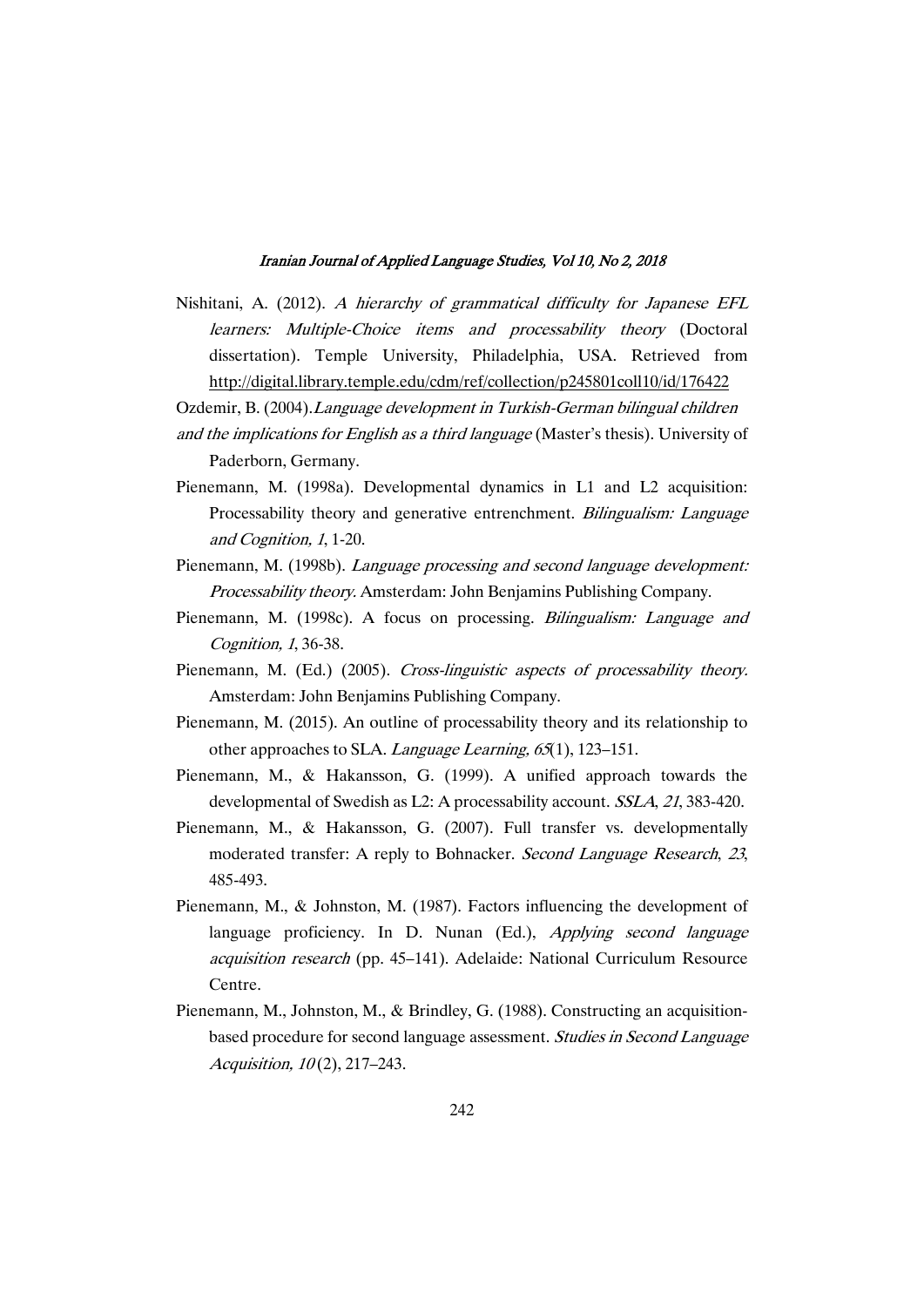Nishitani, A. (2012). *A hierarchy of grammatical difficulty for Japanese EFL learners: Multiple-Choice items and processability theory* (Doctoral dissertation). Temple University, Philadelphia, USA. Retrieved from http://digital.library.temple.edu/cdm/ref/collection/p245801coll10/id/176422

Ozdemir, B. (2004). *Language development in Turkish-German bilingual children and the implications for English as a third language* (Master's thesis). University of Paderborn, Germany.

Pienemann, M. (1998a). Developmental dynamics in L1 and L2 acquisition: Processability theory and generative entrenchment. *Bilingualism: Language and Cognition, 1*, 1-20.

Pienemann, M. (1998b). *Language processing and second language development: Processability theory.* Amsterdam: John Benjamins Publishing Company.

Pienemann, M. (1998c). A focus on processing. *Bilingualism: Language and Cognition, 1*, 36-38.

Pienemann, M. (Ed.) (2005). *Cross-linguistic aspects of processability theory.* Amsterdam: John Benjamins Publishing Company.

Pienemann, M. (2015). An outline of processability theory and its relationship to other approaches to SLA. *Language Learning, 65*(1), 123–151.

Pienemann, M., & Hakansson, G. (1999). A unified approach towards the developmental of Swedish as L2: A processability account. *SSLA*, *21*, 383-420.

Pienemann, M., & Hakansson, G. (2007). Full transfer vs. developmentally moderated transfer: A reply to Bohnacker. *Second Language Research*, *23*, 485-493.

Pienemann, M., & Johnston, M. (1987). Factors influencing the development of language proficiency. In D. Nunan (Ed.), *Applying second language acquisition research* (pp. 45–141). Adelaide: National Curriculum Resource Centre.

Pienemann, M., Johnston, M., & Brindley, G. (1988). Constructing an acquisition-based procedure for second language assessment. *Studies in Second Language Acquisition, 10* (2), 217–243.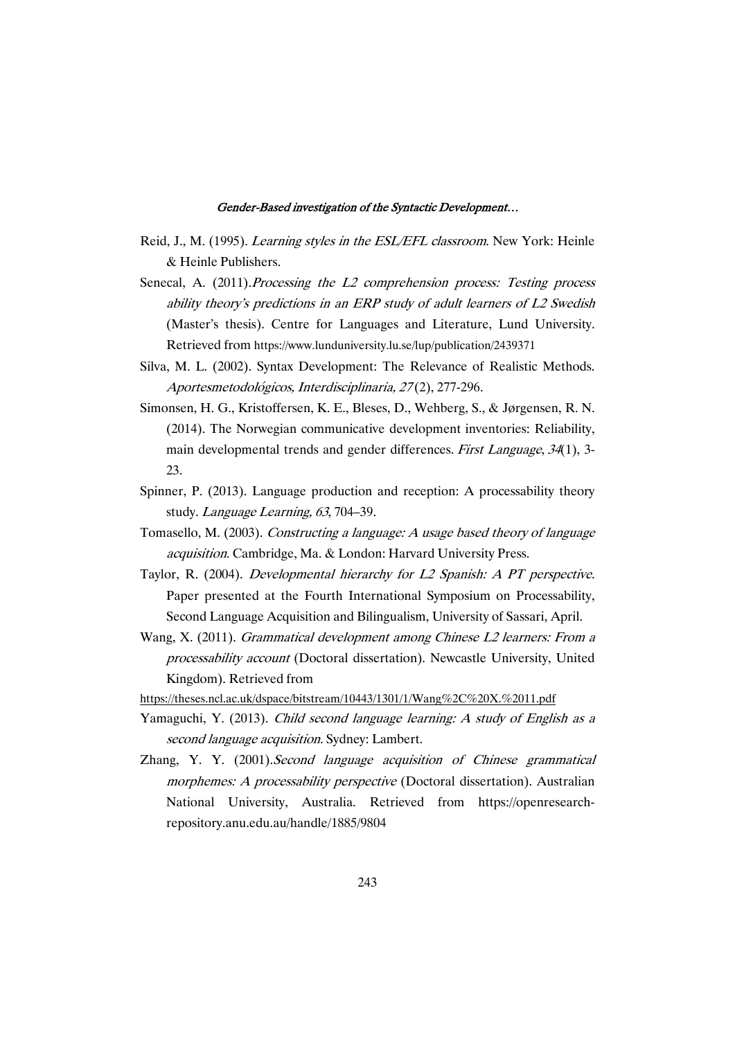Reid, J., M. (1995). *Learning styles in the ESL/EFL classroom*. New York: Heinle & Heinle Publishers.

Senecal, A. (2011).*Processing the L2 comprehension process: Testing process ability theory's predictions in an ERP study of adult learners of L2 Swedish* (Master's thesis). Centre for Languages and Literature, Lund University. Retrieved from https://www.lunduniversity.lu.se/lup/publication/2439371

Silva, M. L. (2002). Syntax Development: The Relevance of Realistic Methods. *Aportesmetodológicos, Interdisciplinaria, 27* (2), 277-296.

Simonsen, H. G., Kristoffersen, K. E., Bleses, D., Wehberg, S., & Jørgensen, R. N. (2014). The Norwegian communicative development inventories: Reliability, main developmental trends and gender differences. *First Language*, *34*(1), 3-23.

Spinner, P. (2013). Language production and reception: A processability theory study. *Language Learning, 63*, 704–39.

Tomasello, M. (2003). *Constructing a language: A usage based theory of language acquisition*. Cambridge, Ma. & London: Harvard University Press.

Taylor, R. (2004). *Developmental hierarchy for L2 Spanish: A PT perspective*. Paper presented at the Fourth International Symposium on Processability, Second Language Acquisition and Bilingualism, University of Sassari, April.

Wang, X. (2011). *Grammatical development among Chinese L2 learners: From a processability account* (Doctoral dissertation). Newcastle University, United Kingdom). Retrieved from https://theses.ncl.ac.uk/dspace/bitstream/10443/1301/1/Wang%2C%20X.%2011.pdf

Yamaguchi, Y. (2013). *Child second language learning: A study of English as a second language acquisition.* Sydney: Lambert.

Zhang, Y. Y. (2001).*Second language acquisition of Chinese grammatical morphemes: A processability perspective* (Doctoral dissertation). Australian National University, Australia. Retrieved from https://openresearch-repository.anu.edu.au/handle/1885/9804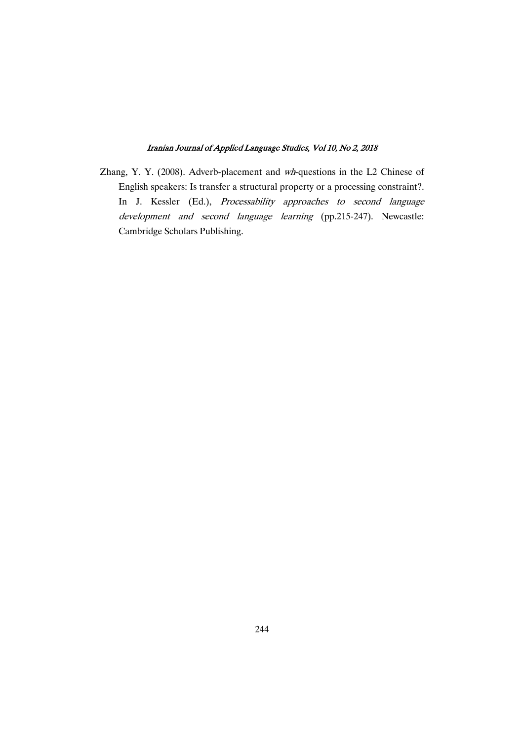Zhang, Y. Y. (2008). Adverb-placement and *wh*-questions in the L2 Chinese of English speakers: Is transfer a structural property or a processing constraint?. In J. Kessler (Ed.), *Processability approaches to second language development and second language learning* (pp.215-247). Newcastle: Cambridge Scholars Publishing.